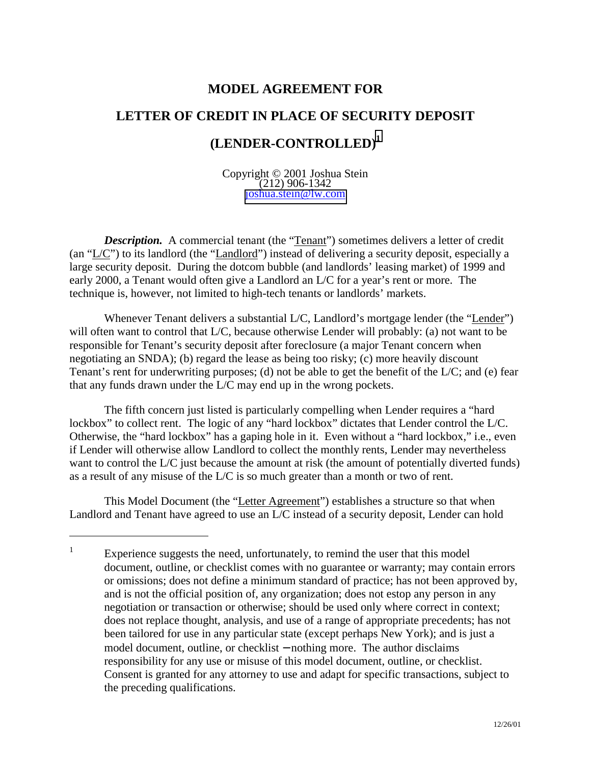# MODEL AGREEMENT FOR

# LETTER OF CREDIT IN PLACE OF SECURITY DEPOSIT

# (LENDER-CONTROLLED)[1]

Copyright © 2001 Joshua Stein
(212) 906-1342
joshua.stein@lw.com

***Description.*** A commercial tenant (the "Tenant") sometimes delivers a letter of credit (an "L/C") to its landlord (the "Landlord") instead of delivering a security deposit, especially a large security deposit. During the dotcom bubble (and landlords' leasing market) of 1999 and early 2000, a Tenant would often give a Landlord an L/C for a year's rent or more. The technique is, however, not limited to high-tech tenants or landlords' markets.

Whenever Tenant delivers a substantial L/C, Landlord's mortgage lender (the "Lender") will often want to control that L/C, because otherwise Lender will probably: (a) not want to be responsible for Tenant's security deposit after foreclosure (a major Tenant concern when negotiating an SNDA); (b) regard the lease as being too risky; (c) more heavily discount Tenant's rent for underwriting purposes; (d) not be able to get the benefit of the L/C; and (e) fear that any funds drawn under the L/C may end up in the wrong pockets.

The fifth concern just listed is particularly compelling when Lender requires a "hard lockbox" to collect rent. The logic of any "hard lockbox" dictates that Lender control the L/C. Otherwise, the "hard lockbox" has a gaping hole in it. Even without a "hard lockbox," i.e., even if Lender will otherwise allow Landlord to collect the monthly rents, Lender may nevertheless want to control the L/C just because the amount at risk (the amount of potentially diverted funds) as a result of any misuse of the L/C is so much greater than a month or two of rent.

This Model Document (the "Letter Agreement") establishes a structure so that when Landlord and Tenant have agreed to use an L/C instead of a security deposit, Lender can hold

---

[1] Experience suggests the need, unfortunately, to remind the user that this model document, outline, or checklist comes with no guarantee or warranty; may contain errors or omissions; does not define a minimum standard of practice; has not been approved by, and is not the official position of, any organization; does not estop any person in any negotiation or transaction or otherwise; should be used only where correct in context; does not replace thought, analysis, and use of a range of appropriate precedents; has not been tailored for use in any particular state (except perhaps New York); and is just a model document, outline, or checklist – nothing more. The author disclaims responsibility for any use or misuse of this model document, outline, or checklist. Consent is granted for any attorney to use and adapt for specific transactions, subject to the preceding qualifications.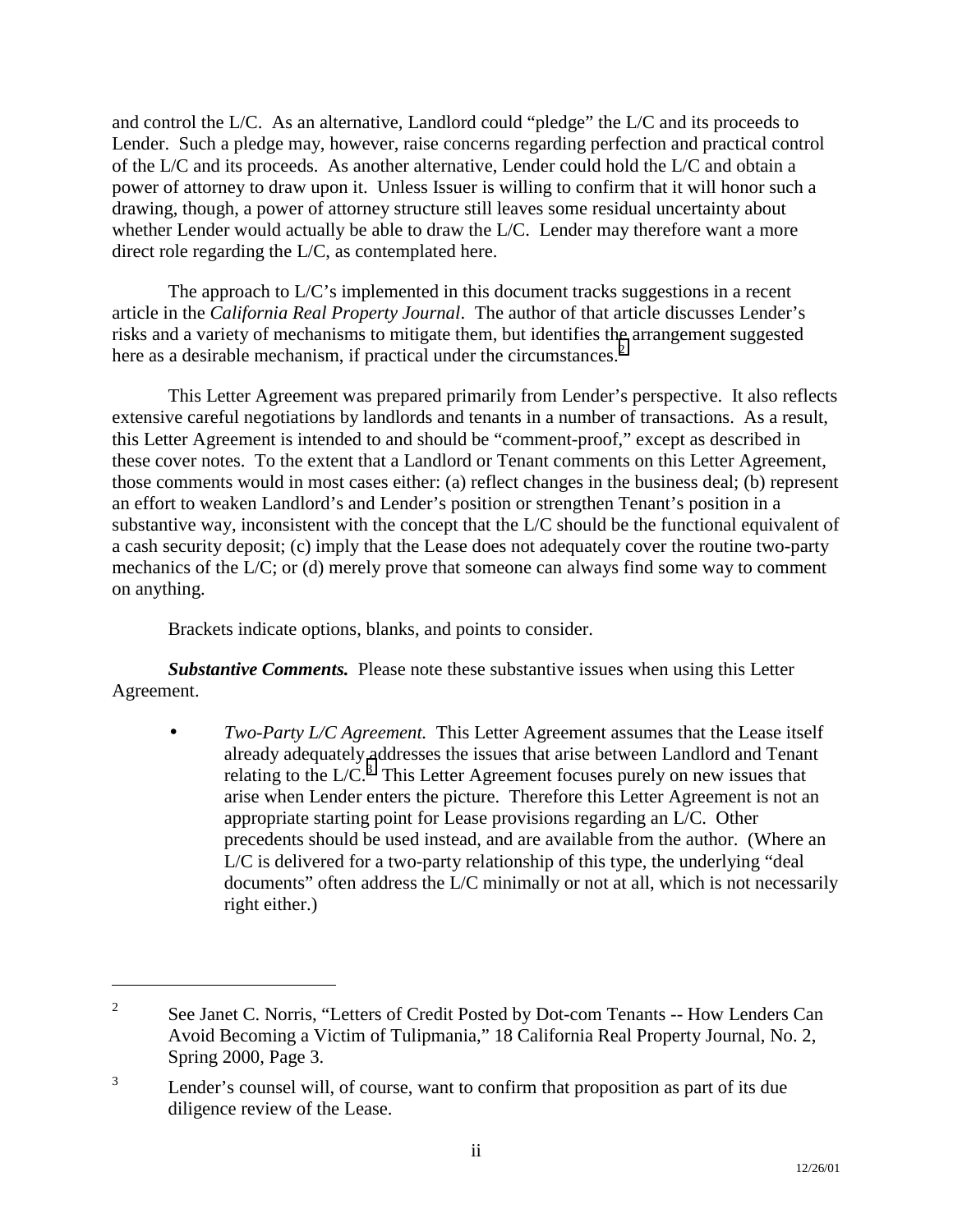and control the L/C. As an alternative, Landlord could "pledge" the L/C and its proceeds to Lender. Such a pledge may, however, raise concerns regarding perfection and practical control of the L/C and its proceeds. As another alternative, Lender could hold the L/C and obtain a power of attorney to draw upon it. Unless Issuer is willing to confirm that it will honor such a drawing, though, a power of attorney structure still leaves some residual uncertainty about whether Lender would actually be able to draw the L/C. Lender may therefore want a more direct role regarding the L/C, as contemplated here.

The approach to L/C's implemented in this document tracks suggestions in a recent article in the *California Real Property Journal*. The author of that article discusses Lender's risks and a variety of mechanisms to mitigate them, but identifies the arrangement suggested here as a desirable mechanism, if practical under the circumstances.[2]

This Letter Agreement was prepared primarily from Lender's perspective. It also reflects extensive careful negotiations by landlords and tenants in a number of transactions. As a result, this Letter Agreement is intended to and should be "comment-proof," except as described in these cover notes. To the extent that a Landlord or Tenant comments on this Letter Agreement, those comments would in most cases either: (a) reflect changes in the business deal; (b) represent an effort to weaken Landlord's and Lender's position or strengthen Tenant's position in a substantive way, inconsistent with the concept that the L/C should be the functional equivalent of a cash security deposit; (c) imply that the Lease does not adequately cover the routine two-party mechanics of the L/C; or (d) merely prove that someone can always find some way to comment on anything.

Brackets indicate options, blanks, and points to consider.

***Substantive Comments.*** Please note these substantive issues when using this Letter Agreement.

- *Two-Party L/C Agreement.* This Letter Agreement assumes that the Lease itself already adequately addresses the issues that arise between Landlord and Tenant relating to the L/C.[3] This Letter Agreement focuses purely on new issues that arise when Lender enters the picture. Therefore this Letter Agreement is not an appropriate starting point for Lease provisions regarding an L/C. Other precedents should be used instead, and are available from the author. (Where an L/C is delivered for a two-party relationship of this type, the underlying "deal documents" often address the L/C minimally or not at all, which is not necessarily right either.)

---

[2] See Janet C. Norris, "Letters of Credit Posted by Dot-com Tenants -- How Lenders Can Avoid Becoming a Victim of Tulipmania," 18 California Real Property Journal, No. 2, Spring 2000, Page 3.

[3] Lender's counsel will, of course, want to confirm that proposition as part of its due diligence review of the Lease.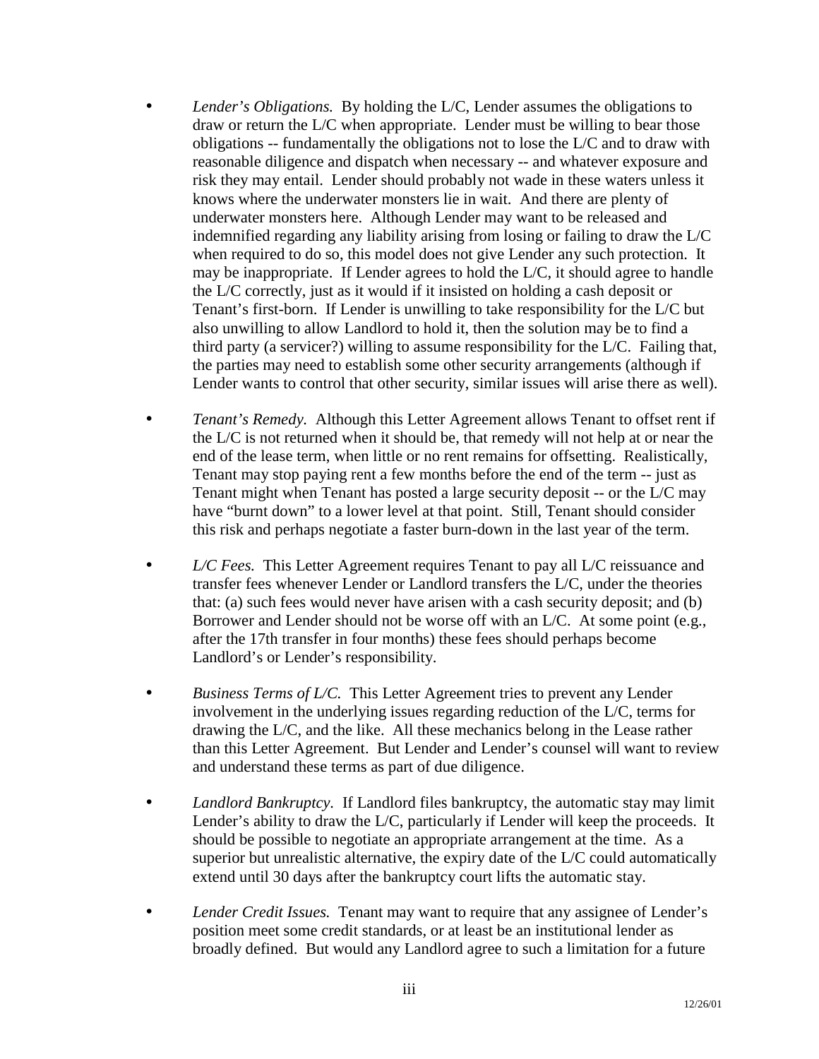- *Lender's Obligations.* By holding the L/C, Lender assumes the obligations to draw or return the L/C when appropriate. Lender must be willing to bear those obligations -- fundamentally the obligations not to lose the L/C and to draw with reasonable diligence and dispatch when necessary -- and whatever exposure and risk they may entail. Lender should probably not wade in these waters unless it knows where the underwater monsters lie in wait. And there are plenty of underwater monsters here. Although Lender may want to be released and indemnified regarding any liability arising from losing or failing to draw the L/C when required to do so, this model does not give Lender any such protection. It may be inappropriate. If Lender agrees to hold the L/C, it should agree to handle the L/C correctly, just as it would if it insisted on holding a cash deposit or Tenant's first-born. If Lender is unwilling to take responsibility for the L/C but also unwilling to allow Landlord to hold it, then the solution may be to find a third party (a servicer?) willing to assume responsibility for the L/C. Failing that, the parties may need to establish some other security arrangements (although if Lender wants to control that other security, similar issues will arise there as well).

- *Tenant's Remedy.* Although this Letter Agreement allows Tenant to offset rent if the L/C is not returned when it should be, that remedy will not help at or near the end of the lease term, when little or no rent remains for offsetting. Realistically, Tenant may stop paying rent a few months before the end of the term -- just as Tenant might when Tenant has posted a large security deposit -- or the L/C may have "burnt down" to a lower level at that point. Still, Tenant should consider this risk and perhaps negotiate a faster burn-down in the last year of the term.

- *L/C Fees.* This Letter Agreement requires Tenant to pay all L/C reissuance and transfer fees whenever Lender or Landlord transfers the L/C, under the theories that: (a) such fees would never have arisen with a cash security deposit; and (b) Borrower and Lender should not be worse off with an L/C. At some point (e.g., after the 17th transfer in four months) these fees should perhaps become Landlord's or Lender's responsibility.

- *Business Terms of L/C.* This Letter Agreement tries to prevent any Lender involvement in the underlying issues regarding reduction of the L/C, terms for drawing the L/C, and the like. All these mechanics belong in the Lease rather than this Letter Agreement. But Lender and Lender's counsel will want to review and understand these terms as part of due diligence.

- *Landlord Bankruptcy.* If Landlord files bankruptcy, the automatic stay may limit Lender's ability to draw the L/C, particularly if Lender will keep the proceeds. It should be possible to negotiate an appropriate arrangement at the time. As a superior but unrealistic alternative, the expiry date of the L/C could automatically extend until 30 days after the bankruptcy court lifts the automatic stay.

- *Lender Credit Issues.* Tenant may want to require that any assignee of Lender's position meet some credit standards, or at least be an institutional lender as broadly defined. But would any Landlord agree to such a limitation for a future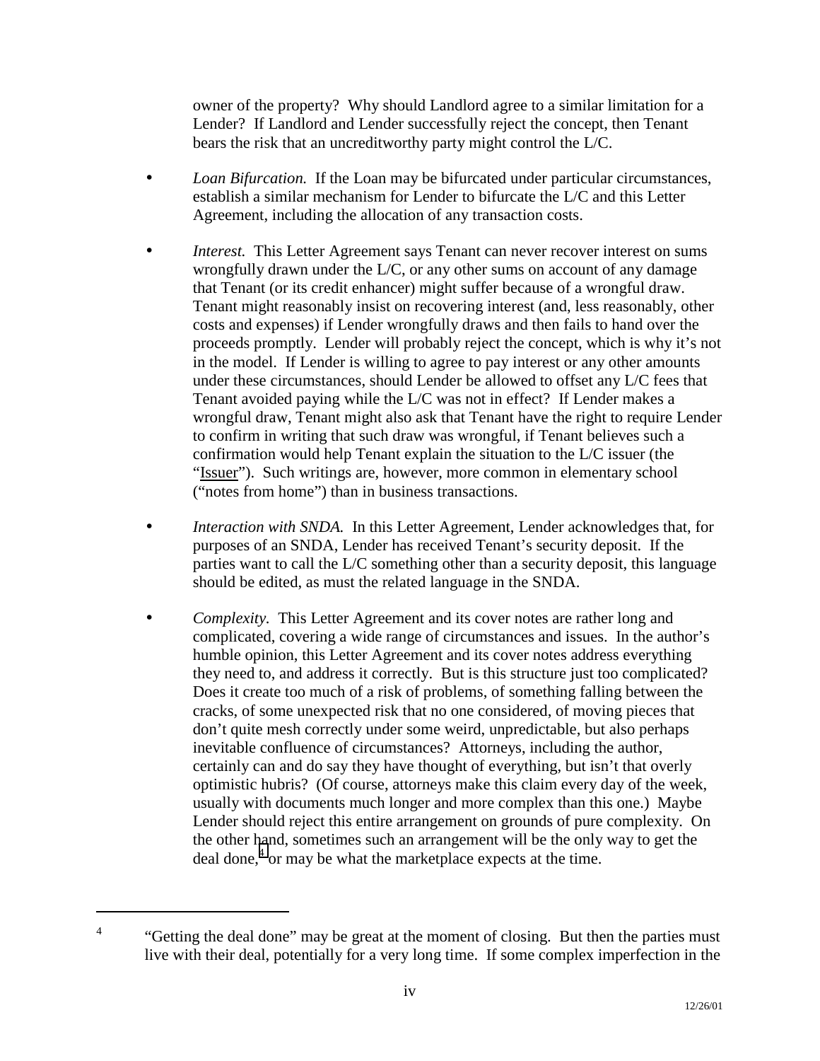owner of the property? Why should Landlord agree to a similar limitation for a Lender? If Landlord and Lender successfully reject the concept, then Tenant bears the risk that an uncreditworthy party might control the L/C.

- *Loan Bifurcation.* If the Loan may be bifurcated under particular circumstances, establish a similar mechanism for Lender to bifurcate the L/C and this Letter Agreement, including the allocation of any transaction costs.

- *Interest.* This Letter Agreement says Tenant can never recover interest on sums wrongfully drawn under the L/C, or any other sums on account of any damage that Tenant (or its credit enhancer) might suffer because of a wrongful draw. Tenant might reasonably insist on recovering interest (and, less reasonably, other costs and expenses) if Lender wrongfully draws and then fails to hand over the proceeds promptly. Lender will probably reject the concept, which is why it's not in the model. If Lender is willing to agree to pay interest or any other amounts under these circumstances, should Lender be allowed to offset any L/C fees that Tenant avoided paying while the L/C was not in effect? If Lender makes a wrongful draw, Tenant might also ask that Tenant have the right to require Lender to confirm in writing that such draw was wrongful, if Tenant believes such a confirmation would help Tenant explain the situation to the L/C issuer (the "Issuer"). Such writings are, however, more common in elementary school ("notes from home") than in business transactions.

- *Interaction with SNDA.* In this Letter Agreement, Lender acknowledges that, for purposes of an SNDA, Lender has received Tenant's security deposit. If the parties want to call the L/C something other than a security deposit, this language should be edited, as must the related language in the SNDA.

- *Complexity.* This Letter Agreement and its cover notes are rather long and complicated, covering a wide range of circumstances and issues. In the author's humble opinion, this Letter Agreement and its cover notes address everything they need to, and address it correctly. But is this structure just too complicated? Does it create too much of a risk of problems, of something falling between the cracks, of some unexpected risk that no one considered, of moving pieces that don't quite mesh correctly under some weird, unpredictable, but also perhaps inevitable confluence of circumstances? Attorneys, including the author, certainly can and do say they have thought of everything, but isn't that overly optimistic hubris? (Of course, attorneys make this claim every day of the week, usually with documents much longer and more complex than this one.) Maybe Lender should reject this entire arrangement on grounds of pure complexity. On the other hand, sometimes such an arrangement will be the only way to get the deal done,[4] or may be what the marketplace expects at the time.

---

[4] "Getting the deal done" may be great at the moment of closing. But then the parties must live with their deal, potentially for a very long time. If some complex imperfection in the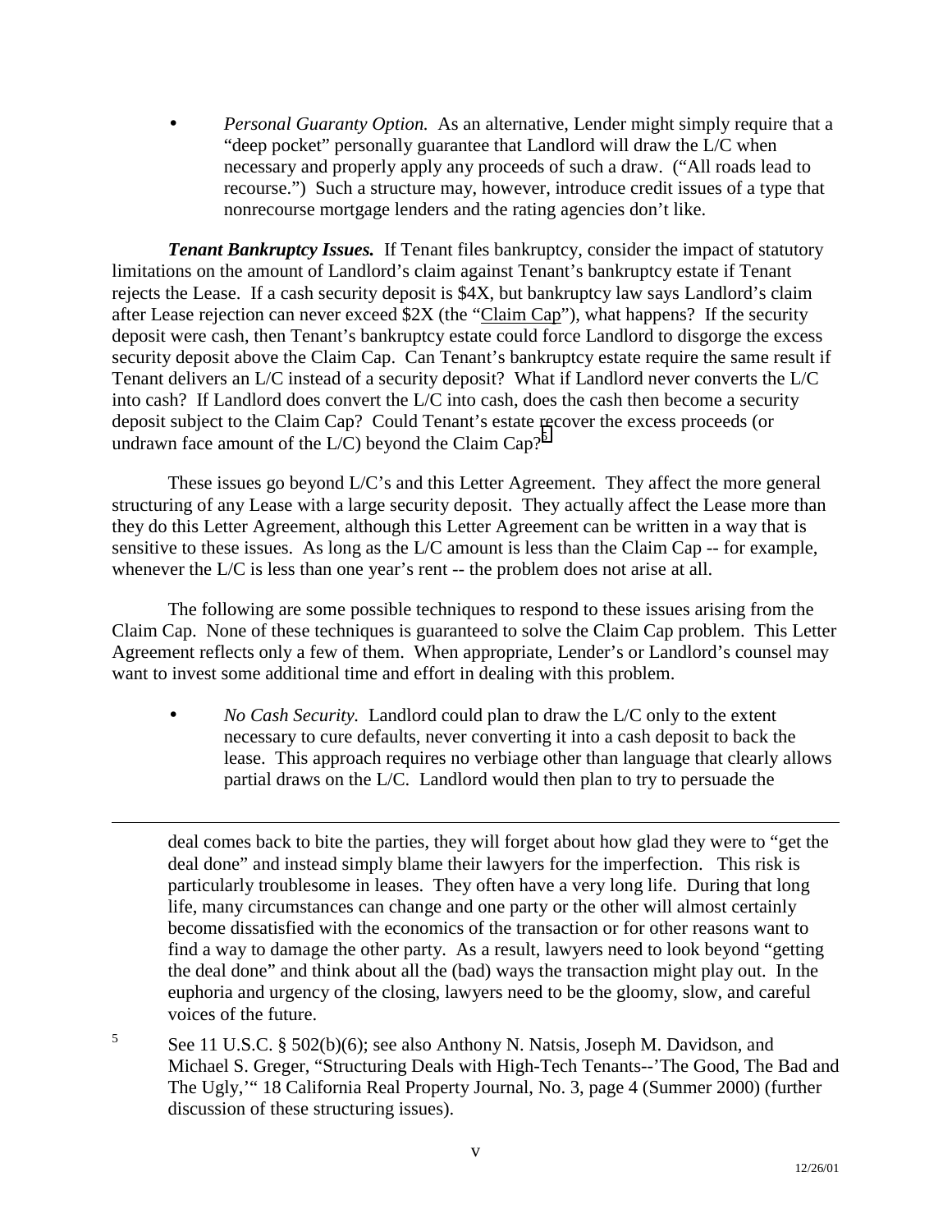- *Personal Guaranty Option.* As an alternative, Lender might simply require that a "deep pocket" personally guarantee that Landlord will draw the L/C when necessary and properly apply any proceeds of such a draw. ("All roads lead to recourse.") Such a structure may, however, introduce credit issues of a type that nonrecourse mortgage lenders and the rating agencies don't like.

***Tenant Bankruptcy Issues.*** If Tenant files bankruptcy, consider the impact of statutory limitations on the amount of Landlord's claim against Tenant's bankruptcy estate if Tenant rejects the Lease. If a cash security deposit is \$4X, but bankruptcy law says Landlord's claim after Lease rejection can never exceed \$2X (the "Claim Cap"), what happens? If the security deposit were cash, then Tenant's bankruptcy estate could force Landlord to disgorge the excess security deposit above the Claim Cap. Can Tenant's bankruptcy estate require the same result if Tenant delivers an L/C instead of a security deposit? What if Landlord never converts the L/C into cash? If Landlord does convert the L/C into cash, does the cash then become a security deposit subject to the Claim Cap? Could Tenant's estate recover the excess proceeds (or undrawn face amount of the L/C) beyond the Claim Cap?[5]

These issues go beyond L/C's and this Letter Agreement. They affect the more general structuring of any Lease with a large security deposit. They actually affect the Lease more than they do this Letter Agreement, although this Letter Agreement can be written in a way that is sensitive to these issues. As long as the L/C amount is less than the Claim Cap -- for example, whenever the L/C is less than one year's rent -- the problem does not arise at all.

The following are some possible techniques to respond to these issues arising from the Claim Cap. None of these techniques is guaranteed to solve the Claim Cap problem. This Letter Agreement reflects only a few of them. When appropriate, Lender's or Landlord's counsel may want to invest some additional time and effort in dealing with this problem.

- *No Cash Security.* Landlord could plan to draw the L/C only to the extent necessary to cure defaults, never converting it into a cash deposit to back the lease. This approach requires no verbiage other than language that clearly allows partial draws on the L/C. Landlord would then plan to try to persuade the

---

deal comes back to bite the parties, they will forget about how glad they were to "get the deal done" and instead simply blame their lawyers for the imperfection. This risk is particularly troublesome in leases. They often have a very long life. During that long life, many circumstances can change and one party or the other will almost certainly become dissatisfied with the economics of the transaction or for other reasons want to find a way to damage the other party. As a result, lawyers need to look beyond "getting the deal done" and think about all the (bad) ways the transaction might play out. In the euphoria and urgency of the closing, lawyers need to be the gloomy, slow, and careful voices of the future.

[5] See 11 U.S.C. § 502(b)(6); see also Anthony N. Natsis, Joseph M. Davidson, and Michael S. Greger, "Structuring Deals with High-Tech Tenants--'The Good, The Bad and The Ugly,'" 18 California Real Property Journal, No. 3, page 4 (Summer 2000) (further discussion of these structuring issues).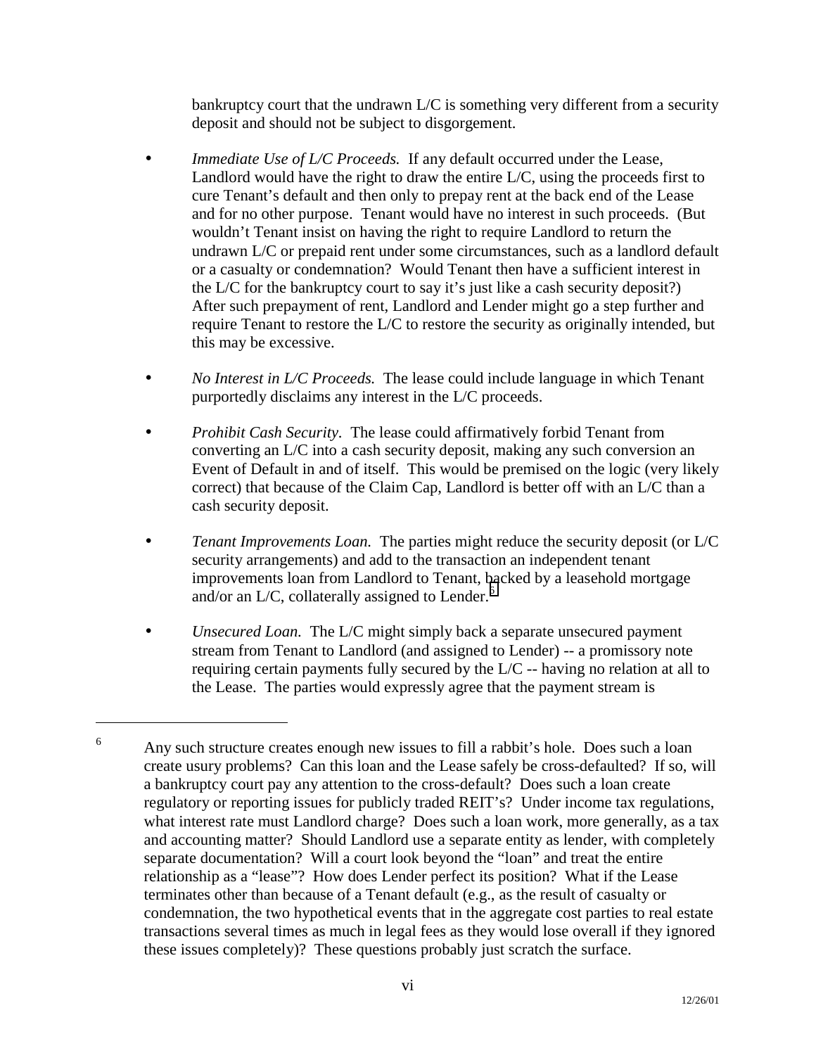bankruptcy court that the undrawn L/C is something very different from a security deposit and should not be subject to disgorgement.

- *Immediate Use of L/C Proceeds.* If any default occurred under the Lease, Landlord would have the right to draw the entire L/C, using the proceeds first to cure Tenant's default and then only to prepay rent at the back end of the Lease and for no other purpose. Tenant would have no interest in such proceeds. (But wouldn't Tenant insist on having the right to require Landlord to return the undrawn L/C or prepaid rent under some circumstances, such as a landlord default or a casualty or condemnation? Would Tenant then have a sufficient interest in the L/C for the bankruptcy court to say it's just like a cash security deposit?) After such prepayment of rent, Landlord and Lender might go a step further and require Tenant to restore the L/C to restore the security as originally intended, but this may be excessive.

- *No Interest in L/C Proceeds.* The lease could include language in which Tenant purportedly disclaims any interest in the L/C proceeds.

- *Prohibit Cash Security.* The lease could affirmatively forbid Tenant from converting an L/C into a cash security deposit, making any such conversion an Event of Default in and of itself. This would be premised on the logic (very likely correct) that because of the Claim Cap, Landlord is better off with an L/C than a cash security deposit.

- *Tenant Improvements Loan.* The parties might reduce the security deposit (or L/C security arrangements) and add to the transaction an independent tenant improvements loan from Landlord to Tenant, backed by a leasehold mortgage and/or an L/C, collaterally assigned to Lender.[6]

- *Unsecured Loan.* The L/C might simply back a separate unsecured payment stream from Tenant to Landlord (and assigned to Lender) -- a promissory note requiring certain payments fully secured by the L/C -- having no relation at all to the Lease. The parties would expressly agree that the payment stream is

---

[6] Any such structure creates enough new issues to fill a rabbit's hole. Does such a loan create usury problems? Can this loan and the Lease safely be cross-defaulted? If so, will a bankruptcy court pay any attention to the cross-default? Does such a loan create regulatory or reporting issues for publicly traded REIT's? Under income tax regulations, what interest rate must Landlord charge? Does such a loan work, more generally, as a tax and accounting matter? Should Landlord use a separate entity as lender, with completely separate documentation? Will a court look beyond the "loan" and treat the entire relationship as a "lease"? How does Lender perfect its position? What if the Lease terminates other than because of a Tenant default (e.g., as the result of casualty or condemnation, the two hypothetical events that in the aggregate cost parties to real estate transactions several times as much in legal fees as they would lose overall if they ignored these issues completely)? These questions probably just scratch the surface.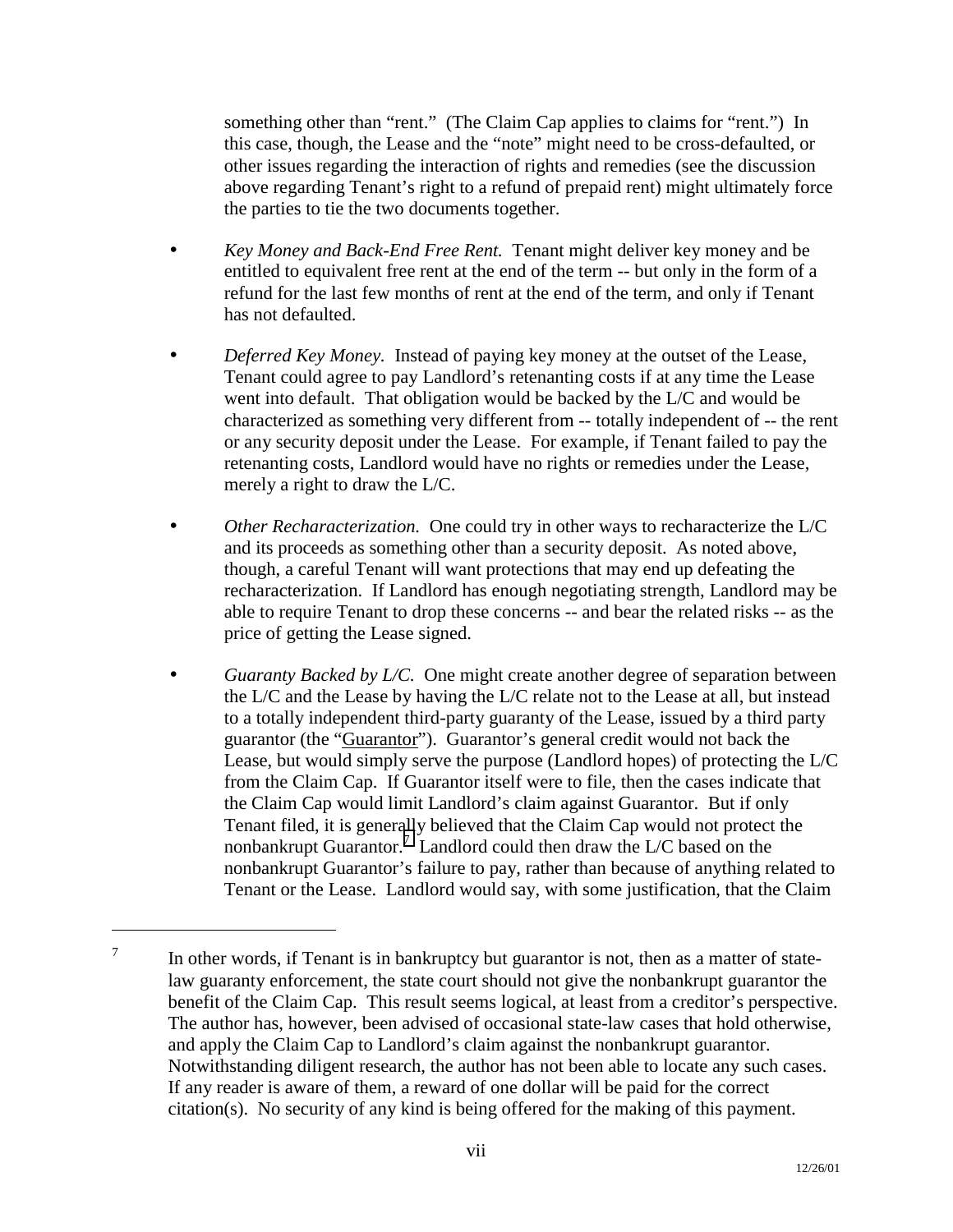something other than "rent." (The Claim Cap applies to claims for "rent.") In this case, though, the Lease and the "note" might need to be cross-defaulted, or other issues regarding the interaction of rights and remedies (see the discussion above regarding Tenant's right to a refund of prepaid rent) might ultimately force the parties to tie the two documents together.

- *Key Money and Back-End Free Rent.* Tenant might deliver key money and be entitled to equivalent free rent at the end of the term -- but only in the form of a refund for the last few months of rent at the end of the term, and only if Tenant has not defaulted.

- *Deferred Key Money.* Instead of paying key money at the outset of the Lease, Tenant could agree to pay Landlord's retenanting costs if at any time the Lease went into default. That obligation would be backed by the L/C and would be characterized as something very different from -- totally independent of -- the rent or any security deposit under the Lease. For example, if Tenant failed to pay the retenanting costs, Landlord would have no rights or remedies under the Lease, merely a right to draw the L/C.

- *Other Recharacterization.* One could try in other ways to recharacterize the L/C and its proceeds as something other than a security deposit. As noted above, though, a careful Tenant will want protections that may end up defeating the recharacterization. If Landlord has enough negotiating strength, Landlord may be able to require Tenant to drop these concerns -- and bear the related risks -- as the price of getting the Lease signed.

- *Guaranty Backed by L/C.* One might create another degree of separation between the L/C and the Lease by having the L/C relate not to the Lease at all, but instead to a totally independent third-party guaranty of the Lease, issued by a third party guarantor (the "Guarantor"). Guarantor's general credit would not back the Lease, but would simply serve the purpose (Landlord hopes) of protecting the L/C from the Claim Cap. If Guarantor itself were to file, then the cases indicate that the Claim Cap would limit Landlord's claim against Guarantor. But if only Tenant filed, it is generally believed that the Claim Cap would not protect the nonbankrupt Guarantor.[7] Landlord could then draw the L/C based on the nonbankrupt Guarantor's failure to pay, rather than because of anything related to Tenant or the Lease. Landlord would say, with some justification, that the Claim

---

[7] In other words, if Tenant is in bankruptcy but guarantor is not, then as a matter of state-law guaranty enforcement, the state court should not give the nonbankrupt guarantor the benefit of the Claim Cap. This result seems logical, at least from a creditor's perspective. The author has, however, been advised of occasional state-law cases that hold otherwise, and apply the Claim Cap to Landlord's claim against the nonbankrupt guarantor. Notwithstanding diligent research, the author has not been able to locate any such cases. If any reader is aware of them, a reward of one dollar will be paid for the correct citation(s). No security of any kind is being offered for the making of this payment.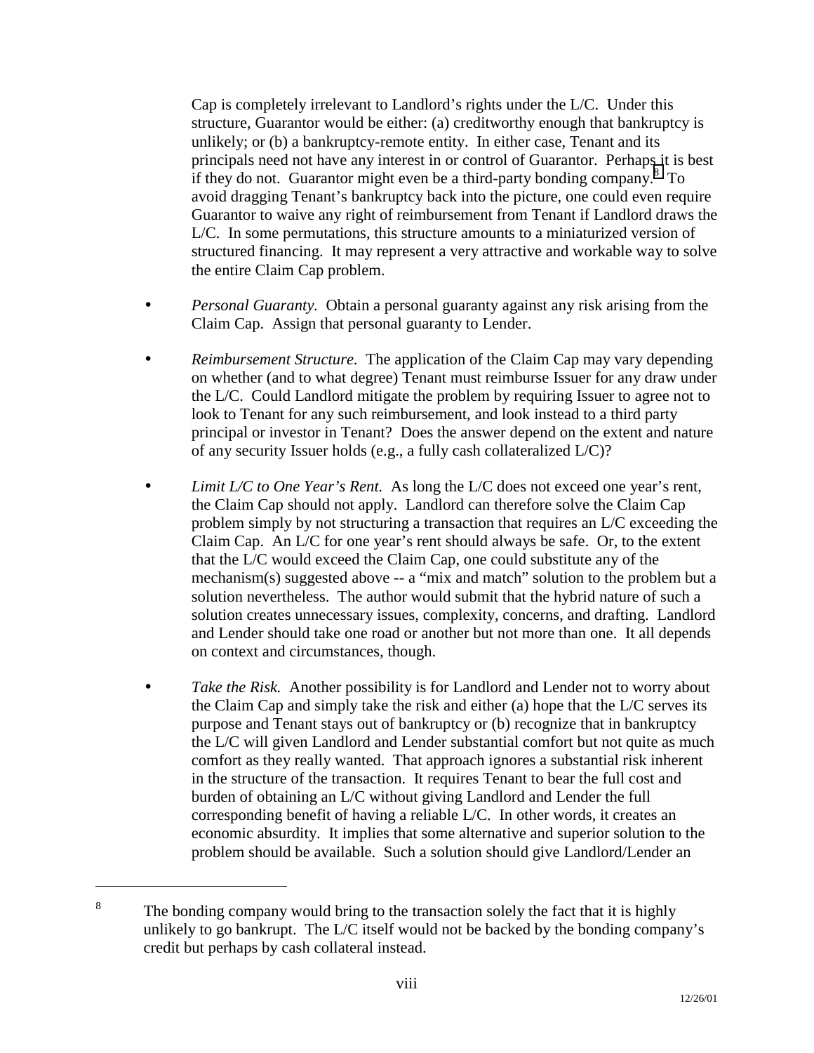Cap is completely irrelevant to Landlord's rights under the L/C. Under this structure, Guarantor would be either: (a) creditworthy enough that bankruptcy is unlikely; or (b) a bankruptcy-remote entity. In either case, Tenant and its principals need not have any interest in or control of Guarantor. Perhaps it is best if they do not. Guarantor might even be a third-party bonding company.[8] To avoid dragging Tenant's bankruptcy back into the picture, one could even require Guarantor to waive any right of reimbursement from Tenant if Landlord draws the L/C. In some permutations, this structure amounts to a miniaturized version of structured financing. It may represent a very attractive and workable way to solve the entire Claim Cap problem.

- *Personal Guaranty.* Obtain a personal guaranty against any risk arising from the Claim Cap. Assign that personal guaranty to Lender.

- *Reimbursement Structure.* The application of the Claim Cap may vary depending on whether (and to what degree) Tenant must reimburse Issuer for any draw under the L/C. Could Landlord mitigate the problem by requiring Issuer to agree not to look to Tenant for any such reimbursement, and look instead to a third party principal or investor in Tenant? Does the answer depend on the extent and nature of any security Issuer holds (e.g., a fully cash collateralized L/C)?

- *Limit L/C to One Year's Rent.* As long the L/C does not exceed one year's rent, the Claim Cap should not apply. Landlord can therefore solve the Claim Cap problem simply by not structuring a transaction that requires an L/C exceeding the Claim Cap. An L/C for one year's rent should always be safe. Or, to the extent that the L/C would exceed the Claim Cap, one could substitute any of the mechanism(s) suggested above -- a "mix and match" solution to the problem but a solution nevertheless. The author would submit that the hybrid nature of such a solution creates unnecessary issues, complexity, concerns, and drafting. Landlord and Lender should take one road or another but not more than one. It all depends on context and circumstances, though.

- *Take the Risk.* Another possibility is for Landlord and Lender not to worry about the Claim Cap and simply take the risk and either (a) hope that the L/C serves its purpose and Tenant stays out of bankruptcy or (b) recognize that in bankruptcy the L/C will given Landlord and Lender substantial comfort but not quite as much comfort as they really wanted. That approach ignores a substantial risk inherent in the structure of the transaction. It requires Tenant to bear the full cost and burden of obtaining an L/C without giving Landlord and Lender the full corresponding benefit of having a reliable L/C. In other words, it creates an economic absurdity. It implies that some alternative and superior solution to the problem should be available. Such a solution should give Landlord/Lender an

---

[8] The bonding company would bring to the transaction solely the fact that it is highly unlikely to go bankrupt. The L/C itself would not be backed by the bonding company's credit but perhaps by cash collateral instead.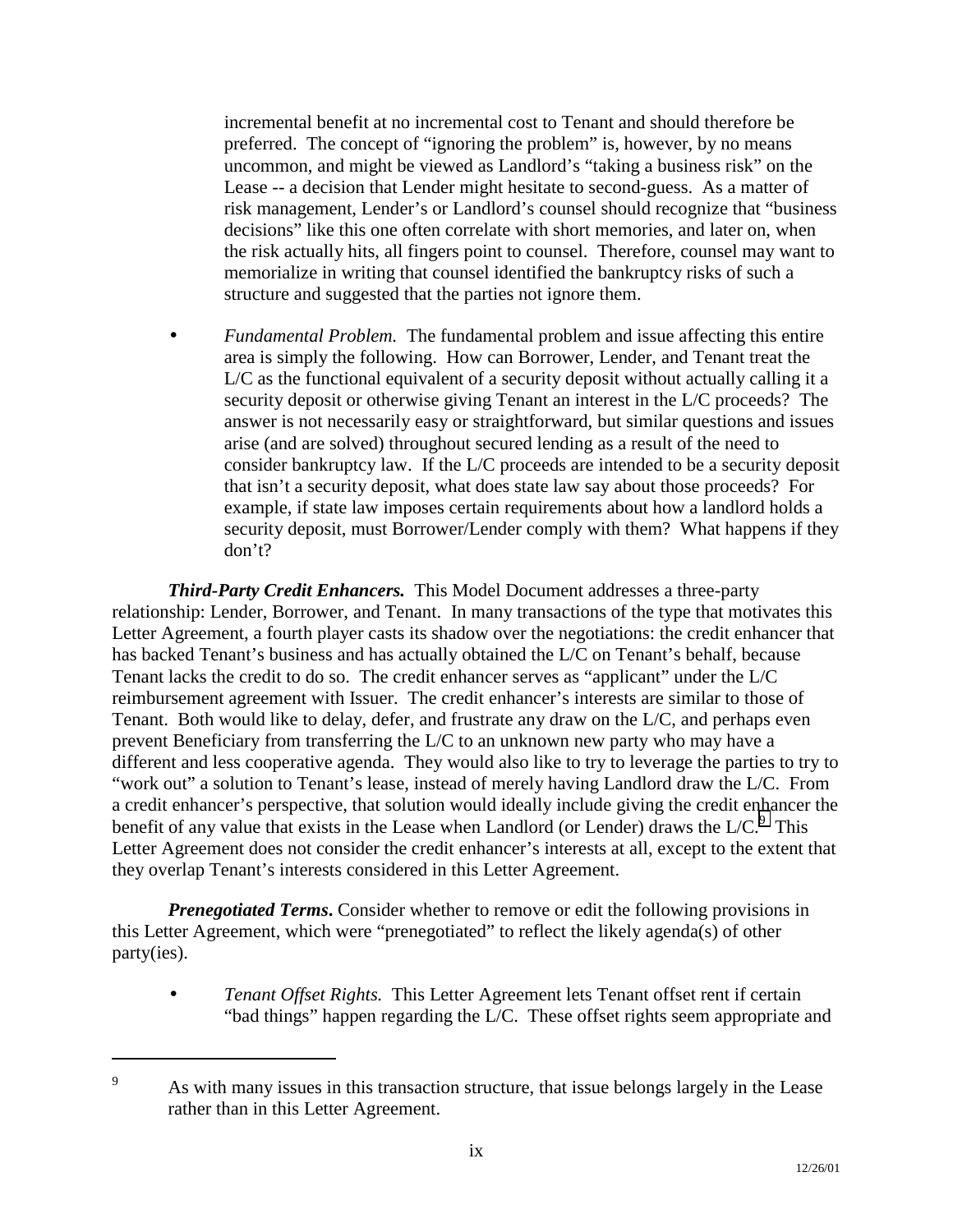incremental benefit at no incremental cost to Tenant and should therefore be preferred. The concept of "ignoring the problem" is, however, by no means uncommon, and might be viewed as Landlord's "taking a business risk" on the Lease -- a decision that Lender might hesitate to second-guess. As a matter of risk management, Lender's or Landlord's counsel should recognize that "business decisions" like this one often correlate with short memories, and later on, when the risk actually hits, all fingers point to counsel. Therefore, counsel may want to memorialize in writing that counsel identified the bankruptcy risks of such a structure and suggested that the parties not ignore them.

- *Fundamental Problem.* The fundamental problem and issue affecting this entire area is simply the following. How can Borrower, Lender, and Tenant treat the L/C as the functional equivalent of a security deposit without actually calling it a security deposit or otherwise giving Tenant an interest in the L/C proceeds? The answer is not necessarily easy or straightforward, but similar questions and issues arise (and are solved) throughout secured lending as a result of the need to consider bankruptcy law. If the L/C proceeds are intended to be a security deposit that isn't a security deposit, what does state law say about those proceeds? For example, if state law imposes certain requirements about how a landlord holds a security deposit, must Borrower/Lender comply with them? What happens if they don't?

***Third-Party Credit Enhancers.*** This Model Document addresses a three-party relationship: Lender, Borrower, and Tenant. In many transactions of the type that motivates this Letter Agreement, a fourth player casts its shadow over the negotiations: the credit enhancer that has backed Tenant's business and has actually obtained the L/C on Tenant's behalf, because Tenant lacks the credit to do so. The credit enhancer serves as "applicant" under the L/C reimbursement agreement with Issuer. The credit enhancer's interests are similar to those of Tenant. Both would like to delay, defer, and frustrate any draw on the L/C, and perhaps even prevent Beneficiary from transferring the L/C to an unknown new party who may have a different and less cooperative agenda. They would also like to try to leverage the parties to try to "work out" a solution to Tenant's lease, instead of merely having Landlord draw the L/C. From a credit enhancer's perspective, that solution would ideally include giving the credit enhancer the benefit of any value that exists in the Lease when Landlord (or Lender) draws the L/C.[9] This Letter Agreement does not consider the credit enhancer's interests at all, except to the extent that they overlap Tenant's interests considered in this Letter Agreement.

***Prenegotiated Terms*.** Consider whether to remove or edit the following provisions in this Letter Agreement, which were "prenegotiated" to reflect the likely agenda(s) of other party(ies).

- *Tenant Offset Rights.* This Letter Agreement lets Tenant offset rent if certain "bad things" happen regarding the L/C. These offset rights seem appropriate and

---

[9] As with many issues in this transaction structure, that issue belongs largely in the Lease rather than in this Letter Agreement.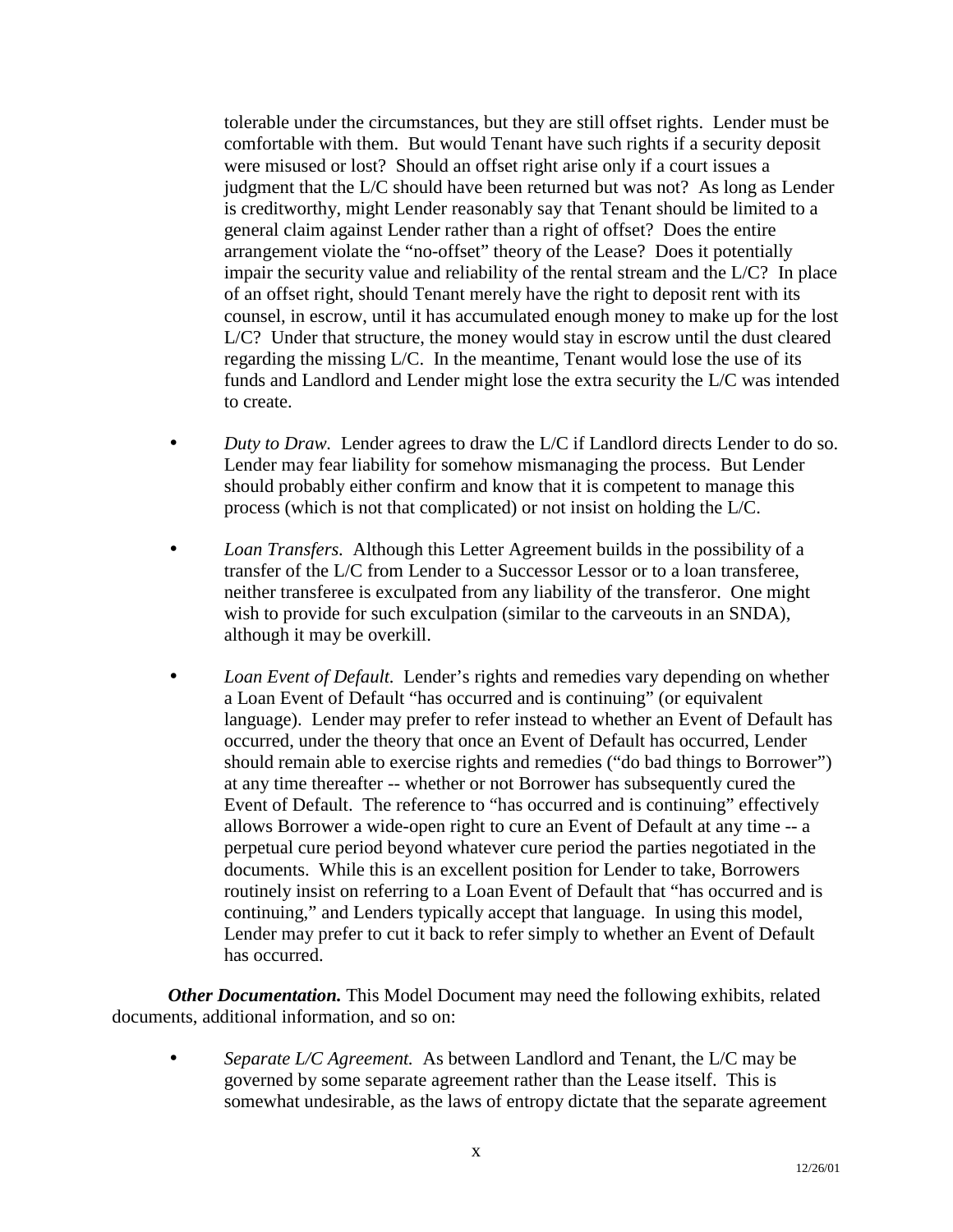tolerable under the circumstances, but they are still offset rights. Lender must be comfortable with them. But would Tenant have such rights if a security deposit were misused or lost? Should an offset right arise only if a court issues a judgment that the L/C should have been returned but was not? As long as Lender is creditworthy, might Lender reasonably say that Tenant should be limited to a general claim against Lender rather than a right of offset? Does the entire arrangement violate the "no-offset" theory of the Lease? Does it potentially impair the security value and reliability of the rental stream and the L/C? In place of an offset right, should Tenant merely have the right to deposit rent with its counsel, in escrow, until it has accumulated enough money to make up for the lost L/C? Under that structure, the money would stay in escrow until the dust cleared regarding the missing L/C. In the meantime, Tenant would lose the use of its funds and Landlord and Lender might lose the extra security the L/C was intended to create.

- *Duty to Draw.* Lender agrees to draw the L/C if Landlord directs Lender to do so. Lender may fear liability for somehow mismanaging the process. But Lender should probably either confirm and know that it is competent to manage this process (which is not that complicated) or not insist on holding the L/C.

- *Loan Transfers.* Although this Letter Agreement builds in the possibility of a transfer of the L/C from Lender to a Successor Lessor or to a loan transferee, neither transferee is exculpated from any liability of the transferor. One might wish to provide for such exculpation (similar to the carveouts in an SNDA), although it may be overkill.

- *Loan Event of Default.* Lender's rights and remedies vary depending on whether a Loan Event of Default "has occurred and is continuing" (or equivalent language). Lender may prefer to refer instead to whether an Event of Default has occurred, under the theory that once an Event of Default has occurred, Lender should remain able to exercise rights and remedies ("do bad things to Borrower") at any time thereafter -- whether or not Borrower has subsequently cured the Event of Default. The reference to "has occurred and is continuing" effectively allows Borrower a wide-open right to cure an Event of Default at any time -- a perpetual cure period beyond whatever cure period the parties negotiated in the documents. While this is an excellent position for Lender to take, Borrowers routinely insist on referring to a Loan Event of Default that "has occurred and is continuing," and Lenders typically accept that language. In using this model, Lender may prefer to cut it back to refer simply to whether an Event of Default has occurred.

***Other Documentation.*** This Model Document may need the following exhibits, related documents, additional information, and so on:

- *Separate L/C Agreement.* As between Landlord and Tenant, the L/C may be governed by some separate agreement rather than the Lease itself. This is somewhat undesirable, as the laws of entropy dictate that the separate agreement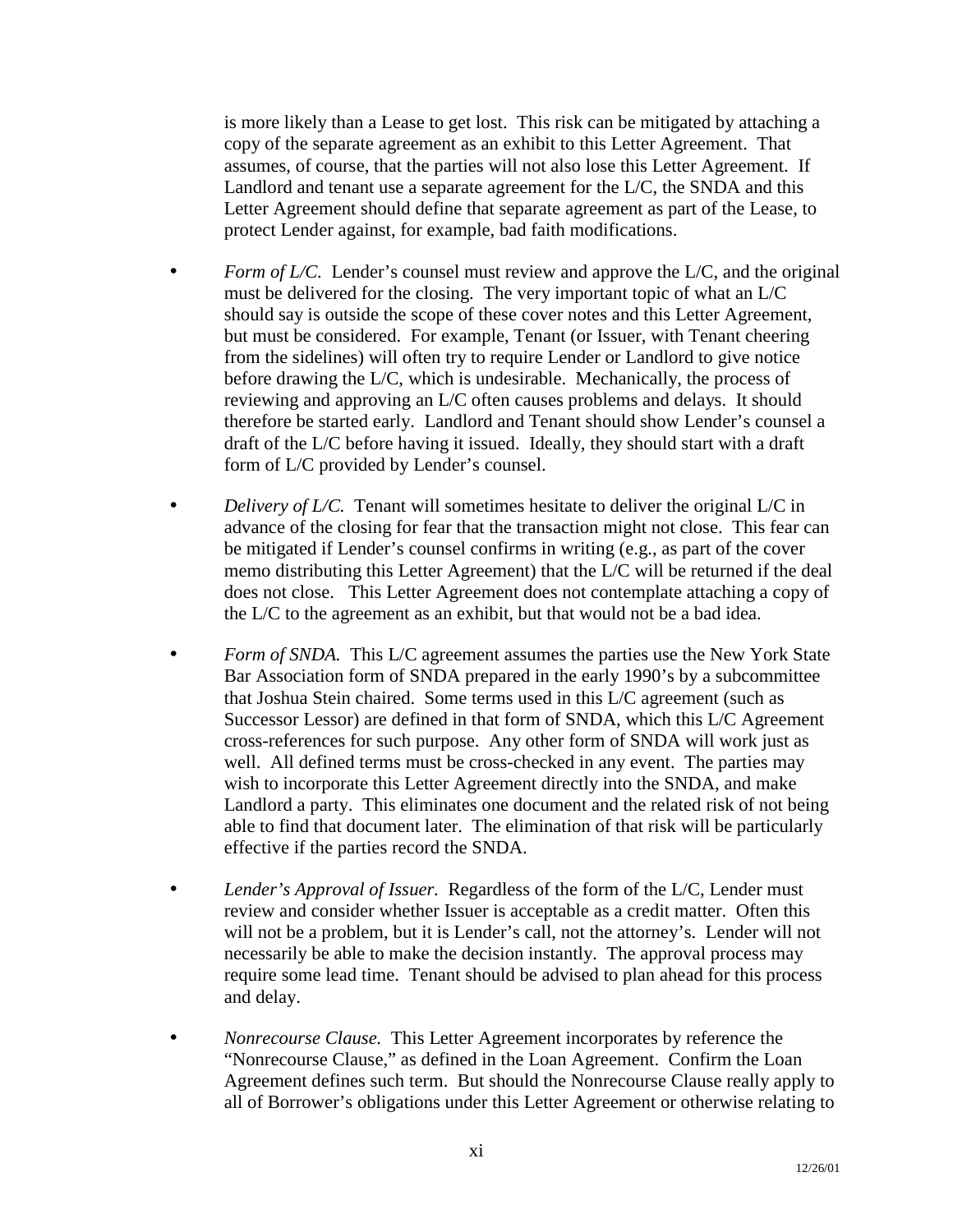is more likely than a Lease to get lost. This risk can be mitigated by attaching a copy of the separate agreement as an exhibit to this Letter Agreement. That assumes, of course, that the parties will not also lose this Letter Agreement. If Landlord and tenant use a separate agreement for the L/C, the SNDA and this Letter Agreement should define that separate agreement as part of the Lease, to protect Lender against, for example, bad faith modifications.

- *Form of L/C.* Lender's counsel must review and approve the L/C, and the original must be delivered for the closing. The very important topic of what an L/C should say is outside the scope of these cover notes and this Letter Agreement, but must be considered. For example, Tenant (or Issuer, with Tenant cheering from the sidelines) will often try to require Lender or Landlord to give notice before drawing the L/C, which is undesirable. Mechanically, the process of reviewing and approving an L/C often causes problems and delays. It should therefore be started early. Landlord and Tenant should show Lender's counsel a draft of the L/C before having it issued. Ideally, they should start with a draft form of L/C provided by Lender's counsel.

- *Delivery of L/C.* Tenant will sometimes hesitate to deliver the original L/C in advance of the closing for fear that the transaction might not close. This fear can be mitigated if Lender's counsel confirms in writing (e.g., as part of the cover memo distributing this Letter Agreement) that the L/C will be returned if the deal does not close. This Letter Agreement does not contemplate attaching a copy of the L/C to the agreement as an exhibit, but that would not be a bad idea.

- *Form of SNDA.* This L/C agreement assumes the parties use the New York State Bar Association form of SNDA prepared in the early 1990's by a subcommittee that Joshua Stein chaired. Some terms used in this L/C agreement (such as Successor Lessor) are defined in that form of SNDA, which this L/C Agreement cross-references for such purpose. Any other form of SNDA will work just as well. All defined terms must be cross-checked in any event. The parties may wish to incorporate this Letter Agreement directly into the SNDA, and make Landlord a party. This eliminates one document and the related risk of not being able to find that document later. The elimination of that risk will be particularly effective if the parties record the SNDA.

- *Lender's Approval of Issuer.* Regardless of the form of the L/C, Lender must review and consider whether Issuer is acceptable as a credit matter. Often this will not be a problem, but it is Lender's call, not the attorney's. Lender will not necessarily be able to make the decision instantly. The approval process may require some lead time. Tenant should be advised to plan ahead for this process and delay.

- *Nonrecourse Clause.* This Letter Agreement incorporates by reference the "Nonrecourse Clause," as defined in the Loan Agreement. Confirm the Loan Agreement defines such term. But should the Nonrecourse Clause really apply to all of Borrower's obligations under this Letter Agreement or otherwise relating to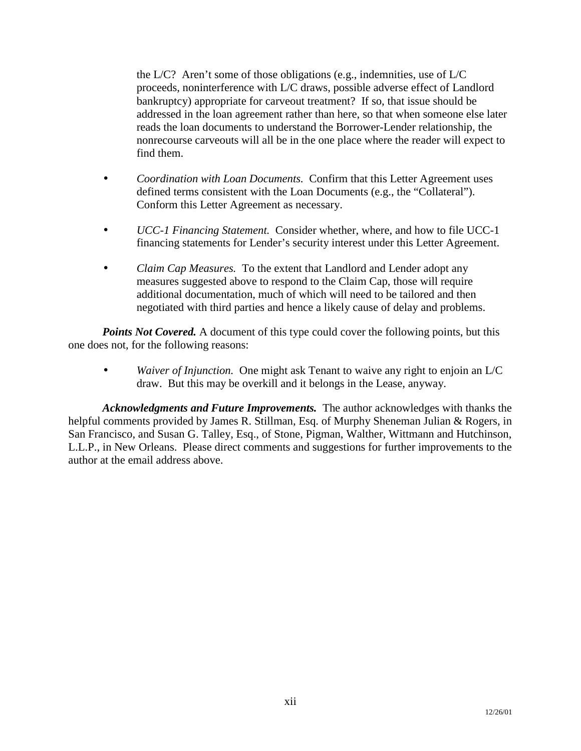the L/C? Aren't some of those obligations (e.g., indemnities, use of L/C proceeds, noninterference with L/C draws, possible adverse effect of Landlord bankruptcy) appropriate for carveout treatment? If so, that issue should be addressed in the loan agreement rather than here, so that when someone else later reads the loan documents to understand the Borrower-Lender relationship, the nonrecourse carveouts will all be in the one place where the reader will expect to find them.

- *Coordination with Loan Documents.* Confirm that this Letter Agreement uses defined terms consistent with the Loan Documents (e.g., the "Collateral"). Conform this Letter Agreement as necessary.

- *UCC-1 Financing Statement.* Consider whether, where, and how to file UCC-1 financing statements for Lender's security interest under this Letter Agreement.

- *Claim Cap Measures.* To the extent that Landlord and Lender adopt any measures suggested above to respond to the Claim Cap, those will require additional documentation, much of which will need to be tailored and then negotiated with third parties and hence a likely cause of delay and problems.

***Points Not Covered.*** A document of this type could cover the following points, but this one does not, for the following reasons:

- *Waiver of Injunction.* One might ask Tenant to waive any right to enjoin an L/C draw. But this may be overkill and it belongs in the Lease, anyway.

***Acknowledgments and Future Improvements.*** The author acknowledges with thanks the helpful comments provided by James R. Stillman, Esq. of Murphy Sheneman Julian & Rogers, in San Francisco, and Susan G. Talley, Esq., of Stone, Pigman, Walther, Wittmann and Hutchinson, L.L.P., in New Orleans. Please direct comments and suggestions for further improvements to the author at the email address above.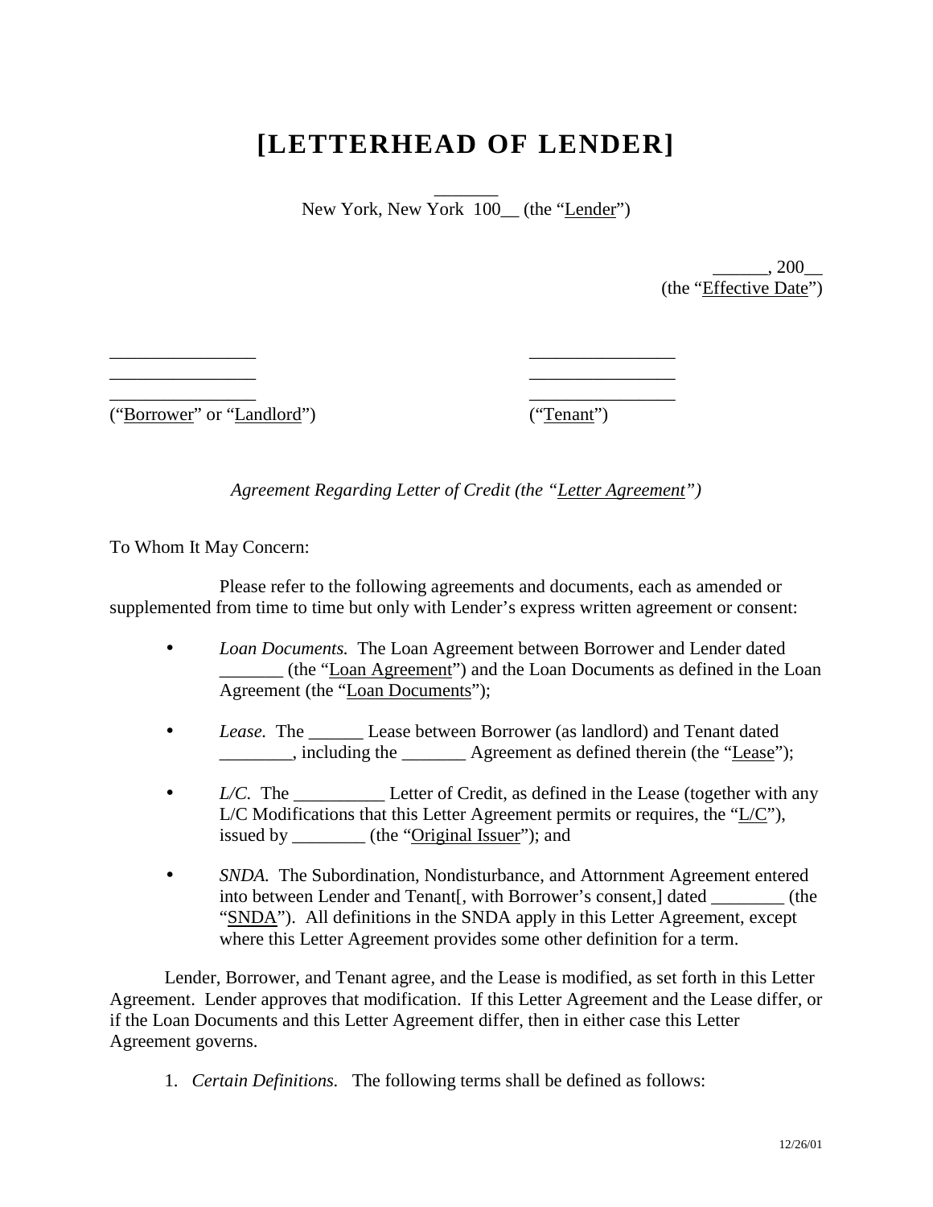# [LETTERHEAD OF LENDER]

_______
New York, New York 100__ (the "Lender")

______, 200__
(the "Effective Date")

________________
________________
________________
("Borrower" or "Landlord")

________________
________________
________________
("Tenant")

*Agreement Regarding Letter of Credit (the "Letter Agreement")*

To Whom It May Concern:

Please refer to the following agreements and documents, each as amended or supplemented from time to time but only with Lender's express written agreement or consent:

- *Loan Documents.* The Loan Agreement between Borrower and Lender dated _______ (the "Loan Agreement") and the Loan Documents as defined in the Loan Agreement (the "Loan Documents");
- *Lease.* The ______ Lease between Borrower (as landlord) and Tenant dated ________, including the _______ Agreement as defined therein (the "Lease");
- *L/C.* The __________ Letter of Credit, as defined in the Lease (together with any L/C Modifications that this Letter Agreement permits or requires, the "L/C"), issued by ________ (the "Original Issuer"); and
- *SNDA.* The Subordination, Nondisturbance, and Attornment Agreement entered into between Lender and Tenant[, with Borrower's consent,] dated ________ (the "SNDA"). All definitions in the SNDA apply in this Letter Agreement, except where this Letter Agreement provides some other definition for a term.

Lender, Borrower, and Tenant agree, and the Lease is modified, as set forth in this Letter Agreement. Lender approves that modification. If this Letter Agreement and the Lease differ, or if the Loan Documents and this Letter Agreement differ, then in either case this Letter Agreement governs.

1. *Certain Definitions.* The following terms shall be defined as follows: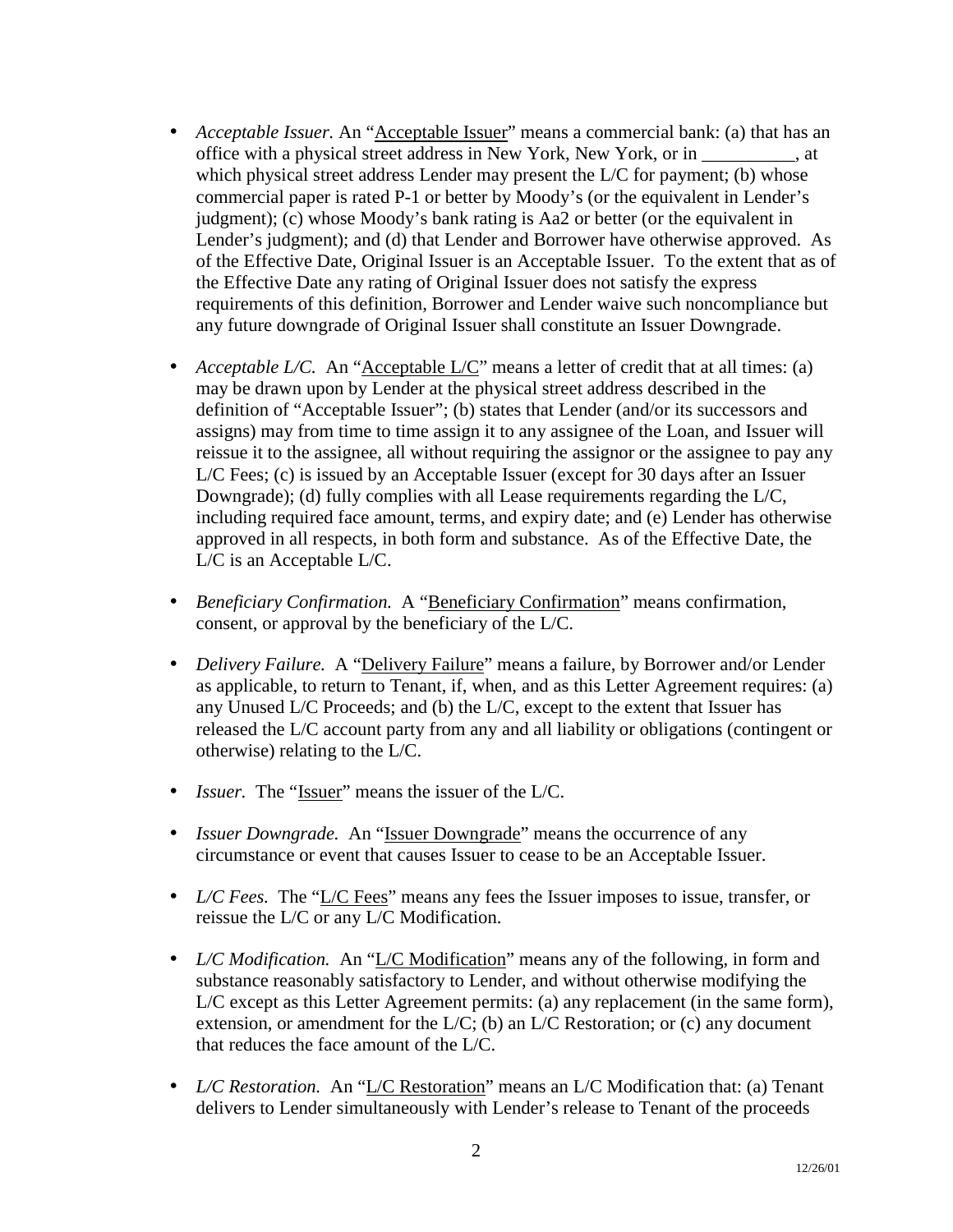- *Acceptable Issuer.* An "Acceptable Issuer" means a commercial bank: (a) that has an office with a physical street address in New York, New York, or in __________, at which physical street address Lender may present the L/C for payment; (b) whose commercial paper is rated P-1 or better by Moody's (or the equivalent in Lender's judgment); (c) whose Moody's bank rating is Aa2 or better (or the equivalent in Lender's judgment); and (d) that Lender and Borrower have otherwise approved. As of the Effective Date, Original Issuer is an Acceptable Issuer. To the extent that as of the Effective Date any rating of Original Issuer does not satisfy the express requirements of this definition, Borrower and Lender waive such noncompliance but any future downgrade of Original Issuer shall constitute an Issuer Downgrade.

- *Acceptable L/C.* An "Acceptable L/C" means a letter of credit that at all times: (a) may be drawn upon by Lender at the physical street address described in the definition of "Acceptable Issuer"; (b) states that Lender (and/or its successors and assigns) may from time to time assign it to any assignee of the Loan, and Issuer will reissue it to the assignee, all without requiring the assignor or the assignee to pay any L/C Fees; (c) is issued by an Acceptable Issuer (except for 30 days after an Issuer Downgrade); (d) fully complies with all Lease requirements regarding the L/C, including required face amount, terms, and expiry date; and (e) Lender has otherwise approved in all respects, in both form and substance. As of the Effective Date, the L/C is an Acceptable L/C.

- *Beneficiary Confirmation.* A "Beneficiary Confirmation" means confirmation, consent, or approval by the beneficiary of the L/C.

- *Delivery Failure.* A "Delivery Failure" means a failure, by Borrower and/or Lender as applicable, to return to Tenant, if, when, and as this Letter Agreement requires: (a) any Unused L/C Proceeds; and (b) the L/C, except to the extent that Issuer has released the L/C account party from any and all liability or obligations (contingent or otherwise) relating to the L/C.

- *Issuer.* The "Issuer" means the issuer of the L/C.

- *Issuer Downgrade.* An "Issuer Downgrade" means the occurrence of any circumstance or event that causes Issuer to cease to be an Acceptable Issuer.

- *L/C Fees.* The "L/C Fees" means any fees the Issuer imposes to issue, transfer, or reissue the L/C or any L/C Modification.

- *L/C Modification.* An "L/C Modification" means any of the following, in form and substance reasonably satisfactory to Lender, and without otherwise modifying the L/C except as this Letter Agreement permits: (a) any replacement (in the same form), extension, or amendment for the L/C; (b) an L/C Restoration; or (c) any document that reduces the face amount of the L/C.

- *L/C Restoration.* An "L/C Restoration" means an L/C Modification that: (a) Tenant delivers to Lender simultaneously with Lender's release to Tenant of the proceeds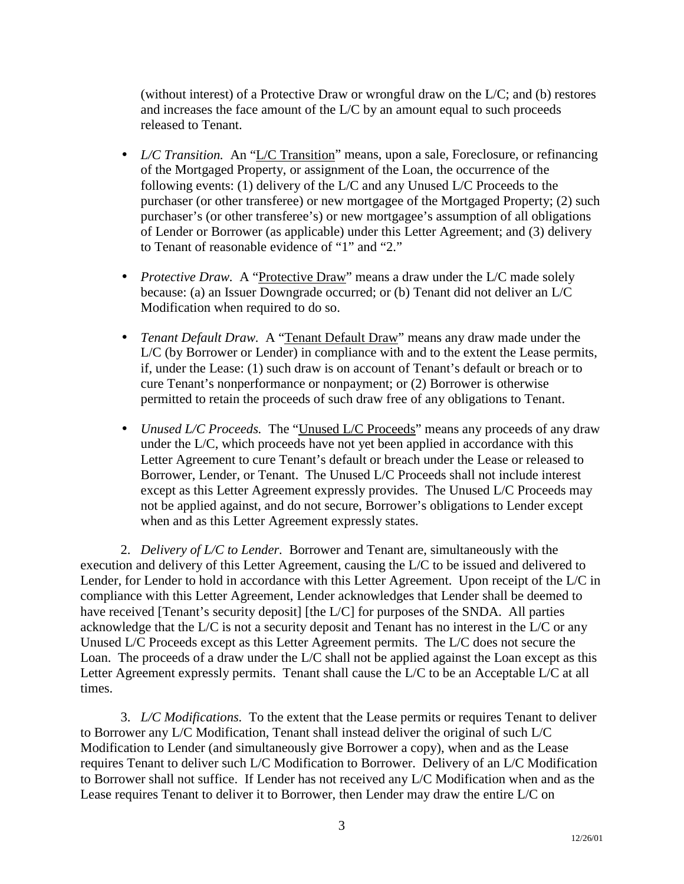(without interest) of a Protective Draw or wrongful draw on the L/C; and (b) restores and increases the face amount of the L/C by an amount equal to such proceeds released to Tenant.

- *L/C Transition.* An "L/C Transition" means, upon a sale, Foreclosure, or refinancing of the Mortgaged Property, or assignment of the Loan, the occurrence of the following events: (1) delivery of the L/C and any Unused L/C Proceeds to the purchaser (or other transferee) or new mortgagee of the Mortgaged Property; (2) such purchaser's (or other transferee's) or new mortgagee's assumption of all obligations of Lender or Borrower (as applicable) under this Letter Agreement; and (3) delivery to Tenant of reasonable evidence of "1" and "2."

- *Protective Draw.* A "Protective Draw" means a draw under the L/C made solely because: (a) an Issuer Downgrade occurred; or (b) Tenant did not deliver an L/C Modification when required to do so.

- *Tenant Default Draw.* A "Tenant Default Draw" means any draw made under the L/C (by Borrower or Lender) in compliance with and to the extent the Lease permits, if, under the Lease: (1) such draw is on account of Tenant's default or breach or to cure Tenant's nonperformance or nonpayment; or (2) Borrower is otherwise permitted to retain the proceeds of such draw free of any obligations to Tenant.

- *Unused L/C Proceeds.* The "Unused L/C Proceeds" means any proceeds of any draw under the L/C, which proceeds have not yet been applied in accordance with this Letter Agreement to cure Tenant's default or breach under the Lease or released to Borrower, Lender, or Tenant. The Unused L/C Proceeds shall not include interest except as this Letter Agreement expressly provides. The Unused L/C Proceeds may not be applied against, and do not secure, Borrower's obligations to Lender except when and as this Letter Agreement expressly states.

2. *Delivery of L/C to Lender.* Borrower and Tenant are, simultaneously with the execution and delivery of this Letter Agreement, causing the L/C to be issued and delivered to Lender, for Lender to hold in accordance with this Letter Agreement. Upon receipt of the L/C in compliance with this Letter Agreement, Lender acknowledges that Lender shall be deemed to have received [Tenant's security deposit] [the L/C] for purposes of the SNDA. All parties acknowledge that the L/C is not a security deposit and Tenant has no interest in the L/C or any Unused L/C Proceeds except as this Letter Agreement permits. The L/C does not secure the Loan. The proceeds of a draw under the L/C shall not be applied against the Loan except as this Letter Agreement expressly permits. Tenant shall cause the L/C to be an Acceptable L/C at all times.

3. *L/C Modifications.* To the extent that the Lease permits or requires Tenant to deliver to Borrower any L/C Modification, Tenant shall instead deliver the original of such L/C Modification to Lender (and simultaneously give Borrower a copy), when and as the Lease requires Tenant to deliver such L/C Modification to Borrower. Delivery of an L/C Modification to Borrower shall not suffice. If Lender has not received any L/C Modification when and as the Lease requires Tenant to deliver it to Borrower, then Lender may draw the entire L/C on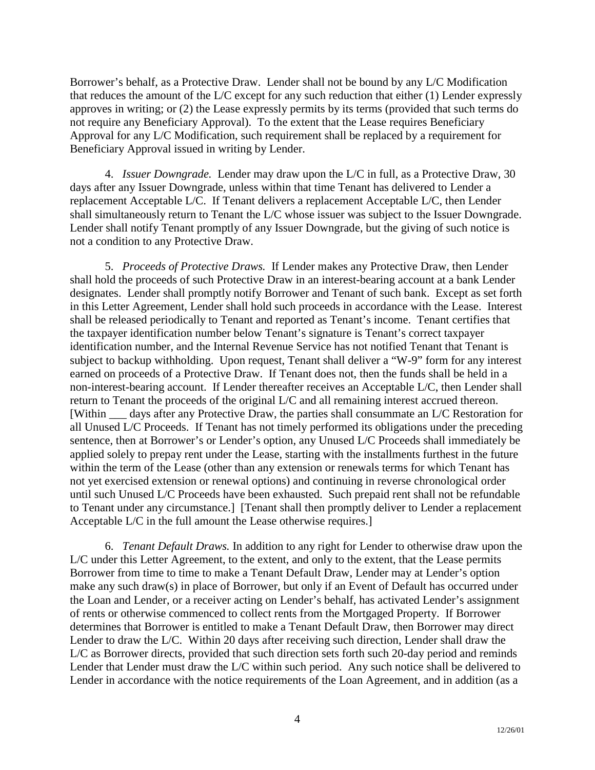Borrower's behalf, as a Protective Draw. Lender shall not be bound by any L/C Modification that reduces the amount of the L/C except for any such reduction that either (1) Lender expressly approves in writing; or (2) the Lease expressly permits by its terms (provided that such terms do not require any Beneficiary Approval). To the extent that the Lease requires Beneficiary Approval for any L/C Modification, such requirement shall be replaced by a requirement for Beneficiary Approval issued in writing by Lender.

4. *Issuer Downgrade.* Lender may draw upon the L/C in full, as a Protective Draw, 30 days after any Issuer Downgrade, unless within that time Tenant has delivered to Lender a replacement Acceptable L/C. If Tenant delivers a replacement Acceptable L/C, then Lender shall simultaneously return to Tenant the L/C whose issuer was subject to the Issuer Downgrade. Lender shall notify Tenant promptly of any Issuer Downgrade, but the giving of such notice is not a condition to any Protective Draw.

5. *Proceeds of Protective Draws.* If Lender makes any Protective Draw, then Lender shall hold the proceeds of such Protective Draw in an interest-bearing account at a bank Lender designates. Lender shall promptly notify Borrower and Tenant of such bank. Except as set forth in this Letter Agreement, Lender shall hold such proceeds in accordance with the Lease. Interest shall be released periodically to Tenant and reported as Tenant's income. Tenant certifies that the taxpayer identification number below Tenant's signature is Tenant's correct taxpayer identification number, and the Internal Revenue Service has not notified Tenant that Tenant is subject to backup withholding. Upon request, Tenant shall deliver a "W-9" form for any interest earned on proceeds of a Protective Draw. If Tenant does not, then the funds shall be held in a non-interest-bearing account. If Lender thereafter receives an Acceptable L/C, then Lender shall return to Tenant the proceeds of the original L/C and all remaining interest accrued thereon. [Within ___ days after any Protective Draw, the parties shall consummate an L/C Restoration for all Unused L/C Proceeds. If Tenant has not timely performed its obligations under the preceding sentence, then at Borrower's or Lender's option, any Unused L/C Proceeds shall immediately be applied solely to prepay rent under the Lease, starting with the installments furthest in the future within the term of the Lease (other than any extension or renewals terms for which Tenant has not yet exercised extension or renewal options) and continuing in reverse chronological order until such Unused L/C Proceeds have been exhausted. Such prepaid rent shall not be refundable to Tenant under any circumstance.] [Tenant shall then promptly deliver to Lender a replacement Acceptable L/C in the full amount the Lease otherwise requires.]

6. *Tenant Default Draws.* In addition to any right for Lender to otherwise draw upon the L/C under this Letter Agreement, to the extent, and only to the extent, that the Lease permits Borrower from time to time to make a Tenant Default Draw, Lender may at Lender's option make any such draw(s) in place of Borrower, but only if an Event of Default has occurred under the Loan and Lender, or a receiver acting on Lender's behalf, has activated Lender's assignment of rents or otherwise commenced to collect rents from the Mortgaged Property. If Borrower determines that Borrower is entitled to make a Tenant Default Draw, then Borrower may direct Lender to draw the L/C. Within 20 days after receiving such direction, Lender shall draw the L/C as Borrower directs, provided that such direction sets forth such 20-day period and reminds Lender that Lender must draw the L/C within such period. Any such notice shall be delivered to Lender in accordance with the notice requirements of the Loan Agreement, and in addition (as a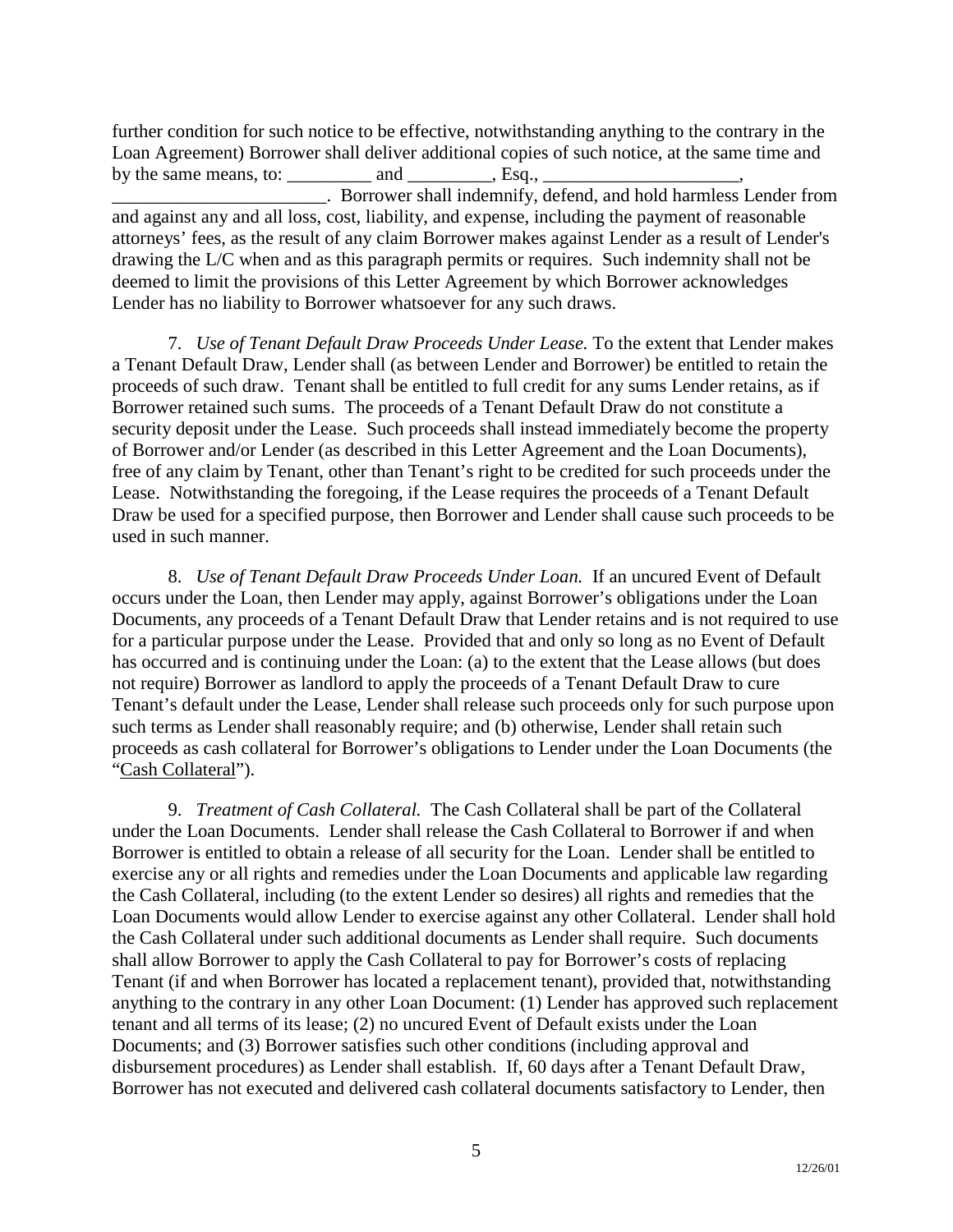further condition for such notice to be effective, notwithstanding anything to the contrary in the Loan Agreement) Borrower shall deliver additional copies of such notice, at the same time and by the same means, to: _________ and _________, Esq., _____________________, _______________________. Borrower shall indemnify, defend, and hold harmless Lender from and against any and all loss, cost, liability, and expense, including the payment of reasonable attorneys' fees, as the result of any claim Borrower makes against Lender as a result of Lender's drawing the L/C when and as this paragraph permits or requires. Such indemnity shall not be deemed to limit the provisions of this Letter Agreement by which Borrower acknowledges Lender has no liability to Borrower whatsoever for any such draws.

7. *Use of Tenant Default Draw Proceeds Under Lease.* To the extent that Lender makes a Tenant Default Draw, Lender shall (as between Lender and Borrower) be entitled to retain the proceeds of such draw. Tenant shall be entitled to full credit for any sums Lender retains, as if Borrower retained such sums. The proceeds of a Tenant Default Draw do not constitute a security deposit under the Lease. Such proceeds shall instead immediately become the property of Borrower and/or Lender (as described in this Letter Agreement and the Loan Documents), free of any claim by Tenant, other than Tenant's right to be credited for such proceeds under the Lease. Notwithstanding the foregoing, if the Lease requires the proceeds of a Tenant Default Draw be used for a specified purpose, then Borrower and Lender shall cause such proceeds to be used in such manner.

8. *Use of Tenant Default Draw Proceeds Under Loan.* If an uncured Event of Default occurs under the Loan, then Lender may apply, against Borrower's obligations under the Loan Documents, any proceeds of a Tenant Default Draw that Lender retains and is not required to use for a particular purpose under the Lease. Provided that and only so long as no Event of Default has occurred and is continuing under the Loan: (a) to the extent that the Lease allows (but does not require) Borrower as landlord to apply the proceeds of a Tenant Default Draw to cure Tenant's default under the Lease, Lender shall release such proceeds only for such purpose upon such terms as Lender shall reasonably require; and (b) otherwise, Lender shall retain such proceeds as cash collateral for Borrower's obligations to Lender under the Loan Documents (the "Cash Collateral").

9. *Treatment of Cash Collateral.* The Cash Collateral shall be part of the Collateral under the Loan Documents. Lender shall release the Cash Collateral to Borrower if and when Borrower is entitled to obtain a release of all security for the Loan. Lender shall be entitled to exercise any or all rights and remedies under the Loan Documents and applicable law regarding the Cash Collateral, including (to the extent Lender so desires) all rights and remedies that the Loan Documents would allow Lender to exercise against any other Collateral. Lender shall hold the Cash Collateral under such additional documents as Lender shall require. Such documents shall allow Borrower to apply the Cash Collateral to pay for Borrower's costs of replacing Tenant (if and when Borrower has located a replacement tenant), provided that, notwithstanding anything to the contrary in any other Loan Document: (1) Lender has approved such replacement tenant and all terms of its lease; (2) no uncured Event of Default exists under the Loan Documents; and (3) Borrower satisfies such other conditions (including approval and disbursement procedures) as Lender shall establish. If, 60 days after a Tenant Default Draw, Borrower has not executed and delivered cash collateral documents satisfactory to Lender, then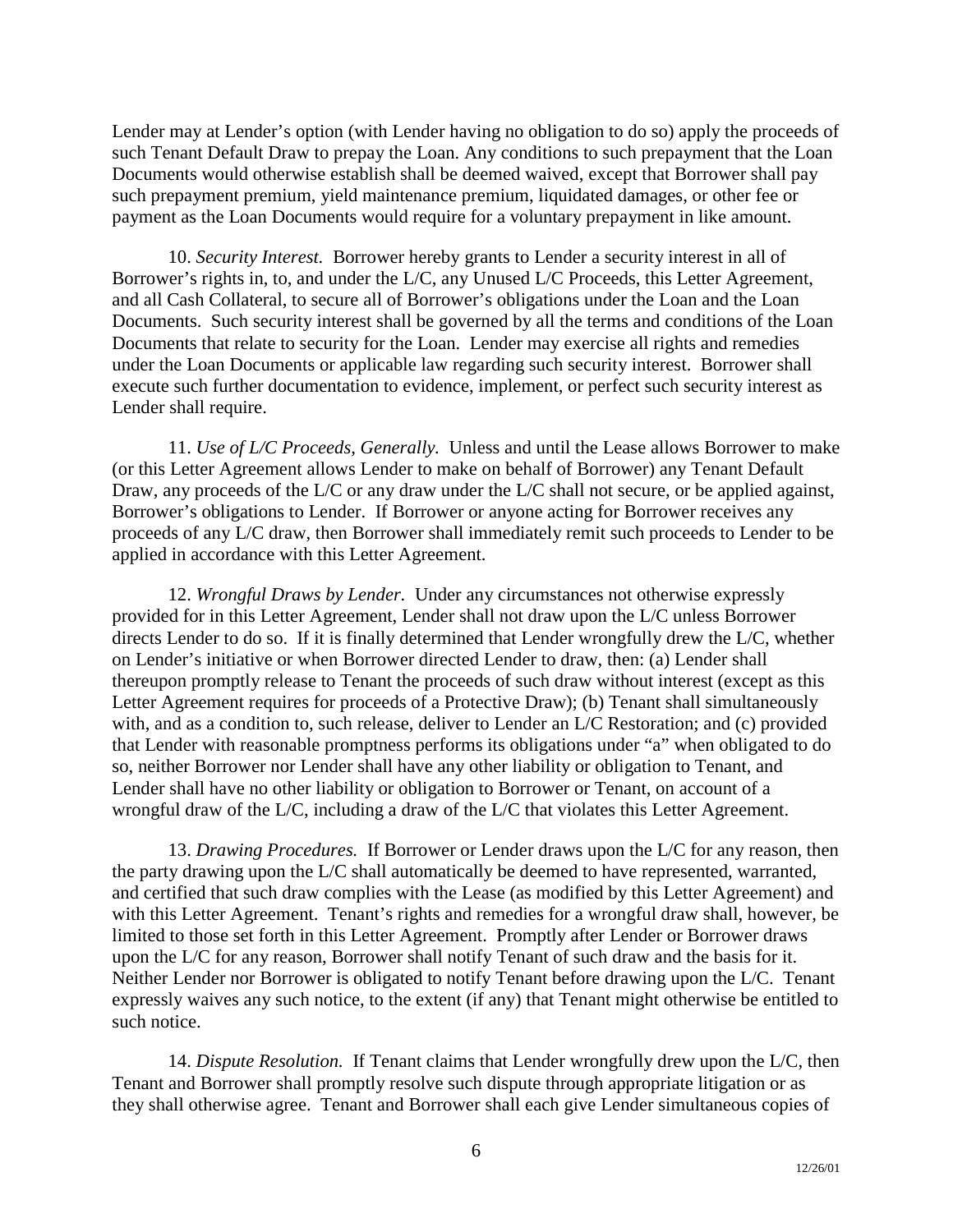Lender may at Lender's option (with Lender having no obligation to do so) apply the proceeds of such Tenant Default Draw to prepay the Loan. Any conditions to such prepayment that the Loan Documents would otherwise establish shall be deemed waived, except that Borrower shall pay such prepayment premium, yield maintenance premium, liquidated damages, or other fee or payment as the Loan Documents would require for a voluntary prepayment in like amount.

10. *Security Interest.* Borrower hereby grants to Lender a security interest in all of Borrower's rights in, to, and under the L/C, any Unused L/C Proceeds, this Letter Agreement, and all Cash Collateral, to secure all of Borrower's obligations under the Loan and the Loan Documents. Such security interest shall be governed by all the terms and conditions of the Loan Documents that relate to security for the Loan. Lender may exercise all rights and remedies under the Loan Documents or applicable law regarding such security interest. Borrower shall execute such further documentation to evidence, implement, or perfect such security interest as Lender shall require.

11. *Use of L/C Proceeds, Generally.* Unless and until the Lease allows Borrower to make (or this Letter Agreement allows Lender to make on behalf of Borrower) any Tenant Default Draw, any proceeds of the L/C or any draw under the L/C shall not secure, or be applied against, Borrower's obligations to Lender. If Borrower or anyone acting for Borrower receives any proceeds of any L/C draw, then Borrower shall immediately remit such proceeds to Lender to be applied in accordance with this Letter Agreement.

12. *Wrongful Draws by Lender.* Under any circumstances not otherwise expressly provided for in this Letter Agreement, Lender shall not draw upon the L/C unless Borrower directs Lender to do so. If it is finally determined that Lender wrongfully drew the L/C, whether on Lender's initiative or when Borrower directed Lender to draw, then: (a) Lender shall thereupon promptly release to Tenant the proceeds of such draw without interest (except as this Letter Agreement requires for proceeds of a Protective Draw); (b) Tenant shall simultaneously with, and as a condition to, such release, deliver to Lender an L/C Restoration; and (c) provided that Lender with reasonable promptness performs its obligations under "a" when obligated to do so, neither Borrower nor Lender shall have any other liability or obligation to Tenant, and Lender shall have no other liability or obligation to Borrower or Tenant, on account of a wrongful draw of the L/C, including a draw of the L/C that violates this Letter Agreement.

13. *Drawing Procedures.* If Borrower or Lender draws upon the L/C for any reason, then the party drawing upon the L/C shall automatically be deemed to have represented, warranted, and certified that such draw complies with the Lease (as modified by this Letter Agreement) and with this Letter Agreement. Tenant's rights and remedies for a wrongful draw shall, however, be limited to those set forth in this Letter Agreement. Promptly after Lender or Borrower draws upon the L/C for any reason, Borrower shall notify Tenant of such draw and the basis for it. Neither Lender nor Borrower is obligated to notify Tenant before drawing upon the L/C. Tenant expressly waives any such notice, to the extent (if any) that Tenant might otherwise be entitled to such notice.

14. *Dispute Resolution.* If Tenant claims that Lender wrongfully drew upon the L/C, then Tenant and Borrower shall promptly resolve such dispute through appropriate litigation or as they shall otherwise agree. Tenant and Borrower shall each give Lender simultaneous copies of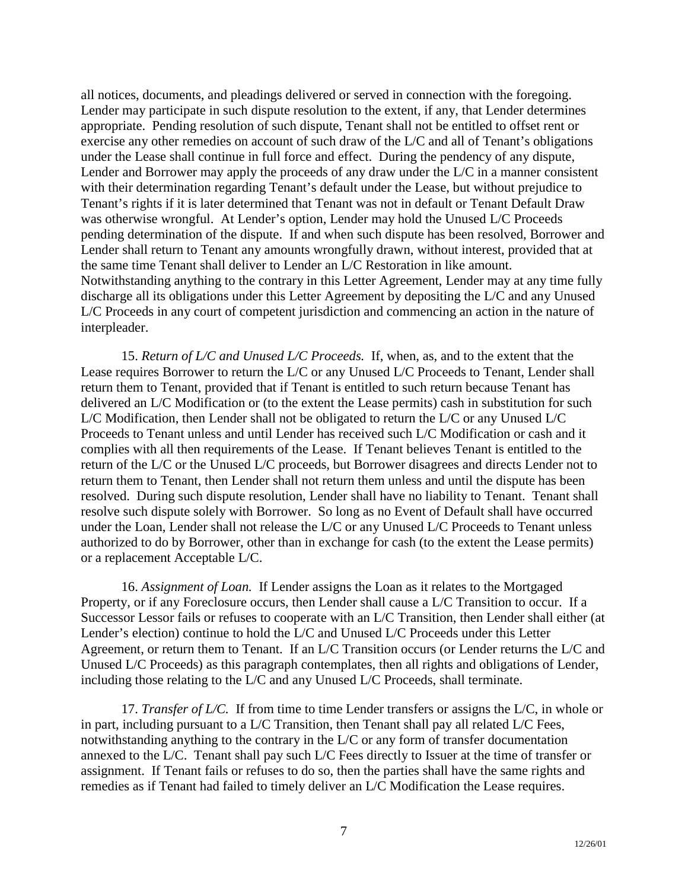all notices, documents, and pleadings delivered or served in connection with the foregoing. Lender may participate in such dispute resolution to the extent, if any, that Lender determines appropriate. Pending resolution of such dispute, Tenant shall not be entitled to offset rent or exercise any other remedies on account of such draw of the L/C and all of Tenant's obligations under the Lease shall continue in full force and effect. During the pendency of any dispute, Lender and Borrower may apply the proceeds of any draw under the L/C in a manner consistent with their determination regarding Tenant's default under the Lease, but without prejudice to Tenant's rights if it is later determined that Tenant was not in default or Tenant Default Draw was otherwise wrongful. At Lender's option, Lender may hold the Unused L/C Proceeds pending determination of the dispute. If and when such dispute has been resolved, Borrower and Lender shall return to Tenant any amounts wrongfully drawn, without interest, provided that at the same time Tenant shall deliver to Lender an L/C Restoration in like amount. Notwithstanding anything to the contrary in this Letter Agreement, Lender may at any time fully discharge all its obligations under this Letter Agreement by depositing the L/C and any Unused L/C Proceeds in any court of competent jurisdiction and commencing an action in the nature of interpleader.

15. *Return of L/C and Unused L/C Proceeds.* If, when, as, and to the extent that the Lease requires Borrower to return the L/C or any Unused L/C Proceeds to Tenant, Lender shall return them to Tenant, provided that if Tenant is entitled to such return because Tenant has delivered an L/C Modification or (to the extent the Lease permits) cash in substitution for such L/C Modification, then Lender shall not be obligated to return the L/C or any Unused L/C Proceeds to Tenant unless and until Lender has received such L/C Modification or cash and it complies with all then requirements of the Lease. If Tenant believes Tenant is entitled to the return of the L/C or the Unused L/C proceeds, but Borrower disagrees and directs Lender not to return them to Tenant, then Lender shall not return them unless and until the dispute has been resolved. During such dispute resolution, Lender shall have no liability to Tenant. Tenant shall resolve such dispute solely with Borrower. So long as no Event of Default shall have occurred under the Loan, Lender shall not release the L/C or any Unused L/C Proceeds to Tenant unless authorized to do by Borrower, other than in exchange for cash (to the extent the Lease permits) or a replacement Acceptable L/C.

16. *Assignment of Loan.* If Lender assigns the Loan as it relates to the Mortgaged Property, or if any Foreclosure occurs, then Lender shall cause a L/C Transition to occur. If a Successor Lessor fails or refuses to cooperate with an L/C Transition, then Lender shall either (at Lender's election) continue to hold the L/C and Unused L/C Proceeds under this Letter Agreement, or return them to Tenant. If an L/C Transition occurs (or Lender returns the L/C and Unused L/C Proceeds) as this paragraph contemplates, then all rights and obligations of Lender, including those relating to the L/C and any Unused L/C Proceeds, shall terminate.

17. *Transfer of L/C.* If from time to time Lender transfers or assigns the L/C, in whole or in part, including pursuant to a L/C Transition, then Tenant shall pay all related L/C Fees, notwithstanding anything to the contrary in the L/C or any form of transfer documentation annexed to the L/C. Tenant shall pay such L/C Fees directly to Issuer at the time of transfer or assignment. If Tenant fails or refuses to do so, then the parties shall have the same rights and remedies as if Tenant had failed to timely deliver an L/C Modification the Lease requires.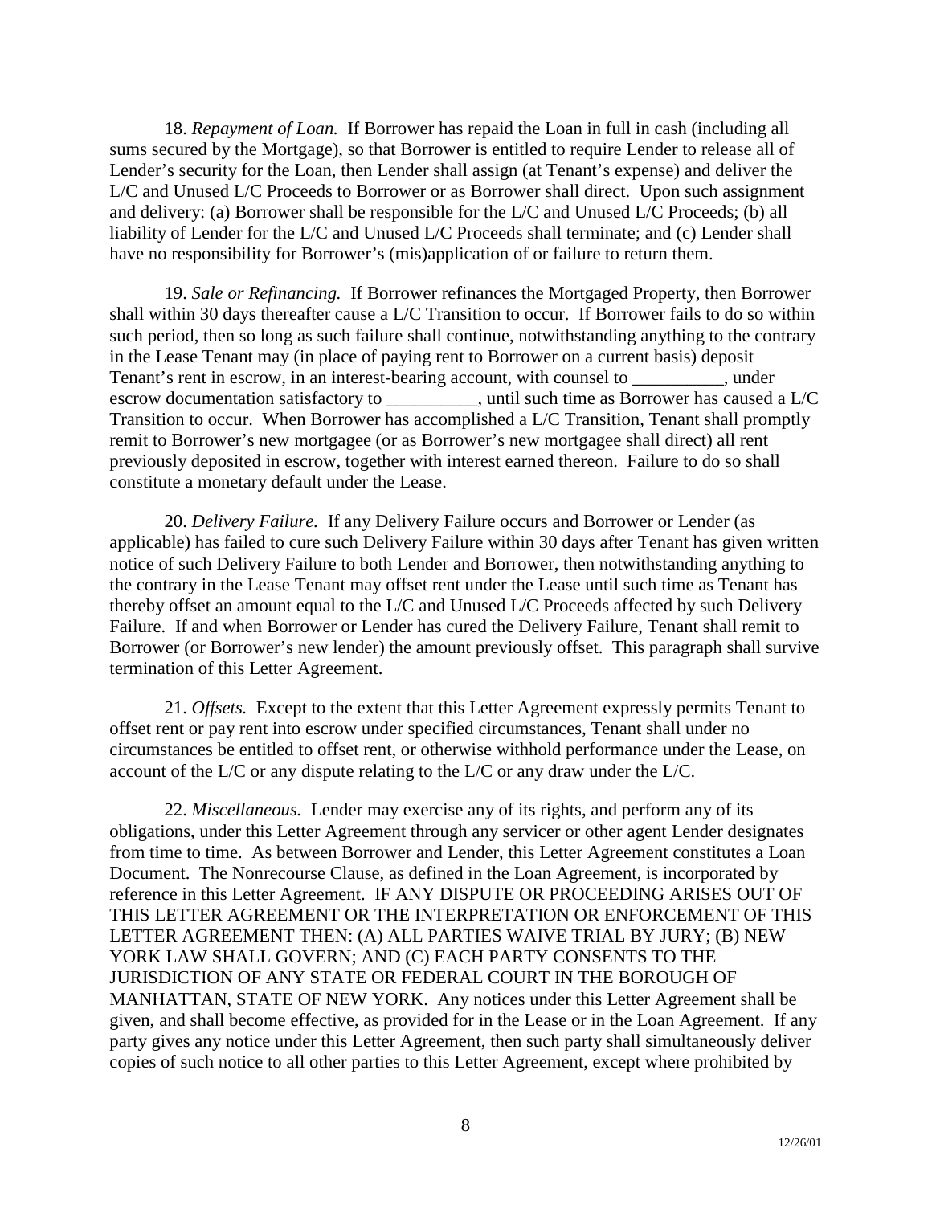18. *Repayment of Loan.* If Borrower has repaid the Loan in full in cash (including all sums secured by the Mortgage), so that Borrower is entitled to require Lender to release all of Lender's security for the Loan, then Lender shall assign (at Tenant's expense) and deliver the L/C and Unused L/C Proceeds to Borrower or as Borrower shall direct. Upon such assignment and delivery: (a) Borrower shall be responsible for the L/C and Unused L/C Proceeds; (b) all liability of Lender for the L/C and Unused L/C Proceeds shall terminate; and (c) Lender shall have no responsibility for Borrower's (mis)application of or failure to return them.

19. *Sale or Refinancing.* If Borrower refinances the Mortgaged Property, then Borrower shall within 30 days thereafter cause a L/C Transition to occur. If Borrower fails to do so within such period, then so long as such failure shall continue, notwithstanding anything to the contrary in the Lease Tenant may (in place of paying rent to Borrower on a current basis) deposit Tenant's rent in escrow, in an interest-bearing account, with counsel to __________, under escrow documentation satisfactory to __________, until such time as Borrower has caused a L/C Transition to occur. When Borrower has accomplished a L/C Transition, Tenant shall promptly remit to Borrower's new mortgagee (or as Borrower's new mortgagee shall direct) all rent previously deposited in escrow, together with interest earned thereon. Failure to do so shall constitute a monetary default under the Lease.

20. *Delivery Failure.* If any Delivery Failure occurs and Borrower or Lender (as applicable) has failed to cure such Delivery Failure within 30 days after Tenant has given written notice of such Delivery Failure to both Lender and Borrower, then notwithstanding anything to the contrary in the Lease Tenant may offset rent under the Lease until such time as Tenant has thereby offset an amount equal to the L/C and Unused L/C Proceeds affected by such Delivery Failure. If and when Borrower or Lender has cured the Delivery Failure, Tenant shall remit to Borrower (or Borrower's new lender) the amount previously offset. This paragraph shall survive termination of this Letter Agreement.

21. *Offsets.* Except to the extent that this Letter Agreement expressly permits Tenant to offset rent or pay rent into escrow under specified circumstances, Tenant shall under no circumstances be entitled to offset rent, or otherwise withhold performance under the Lease, on account of the L/C or any dispute relating to the L/C or any draw under the L/C.

22. *Miscellaneous.* Lender may exercise any of its rights, and perform any of its obligations, under this Letter Agreement through any servicer or other agent Lender designates from time to time. As between Borrower and Lender, this Letter Agreement constitutes a Loan Document. The Nonrecourse Clause, as defined in the Loan Agreement, is incorporated by reference in this Letter Agreement. IF ANY DISPUTE OR PROCEEDING ARISES OUT OF THIS LETTER AGREEMENT OR THE INTERPRETATION OR ENFORCEMENT OF THIS LETTER AGREEMENT THEN: (A) ALL PARTIES WAIVE TRIAL BY JURY; (B) NEW YORK LAW SHALL GOVERN; AND (C) EACH PARTY CONSENTS TO THE JURISDICTION OF ANY STATE OR FEDERAL COURT IN THE BOROUGH OF MANHATTAN, STATE OF NEW YORK. Any notices under this Letter Agreement shall be given, and shall become effective, as provided for in the Lease or in the Loan Agreement. If any party gives any notice under this Letter Agreement, then such party shall simultaneously deliver copies of such notice to all other parties to this Letter Agreement, except where prohibited by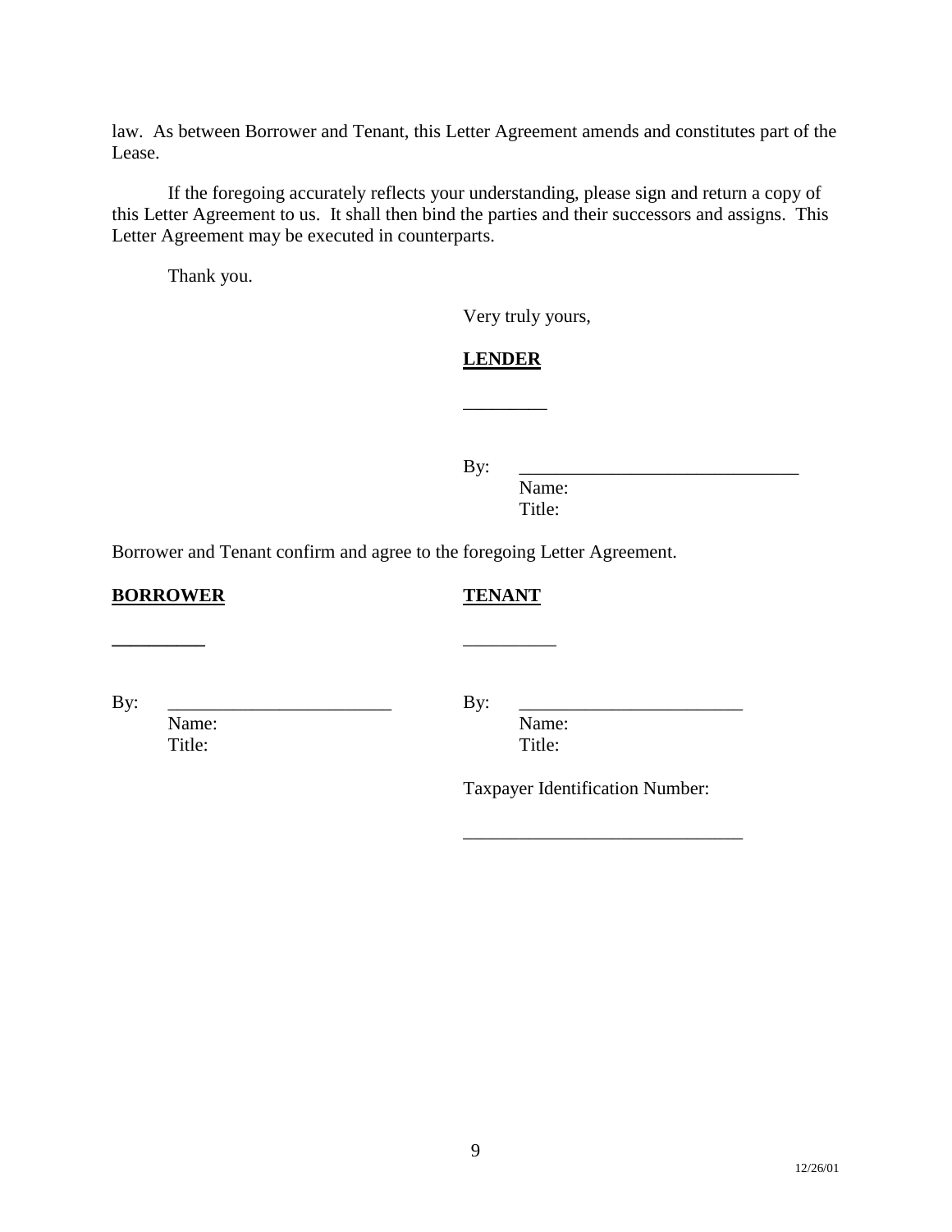law. As between Borrower and Tenant, this Letter Agreement amends and constitutes part of the Lease.

If the foregoing accurately reflects your understanding, please sign and return a copy of this Letter Agreement to us. It shall then bind the parties and their successors and assigns. This Letter Agreement may be executed in counterparts.

Thank you.

Very truly yours,

**LENDER**

_________

By: ______________________________
Name:
Title:

Borrower and Tenant confirm and agree to the foregoing Letter Agreement.

**BORROWER**

_________

By: ________________________
Name:
Title:

**TENANT**

_________

By: ________________________
Name:
Title:

Taxpayer Identification Number:

______________________________

12/26/01